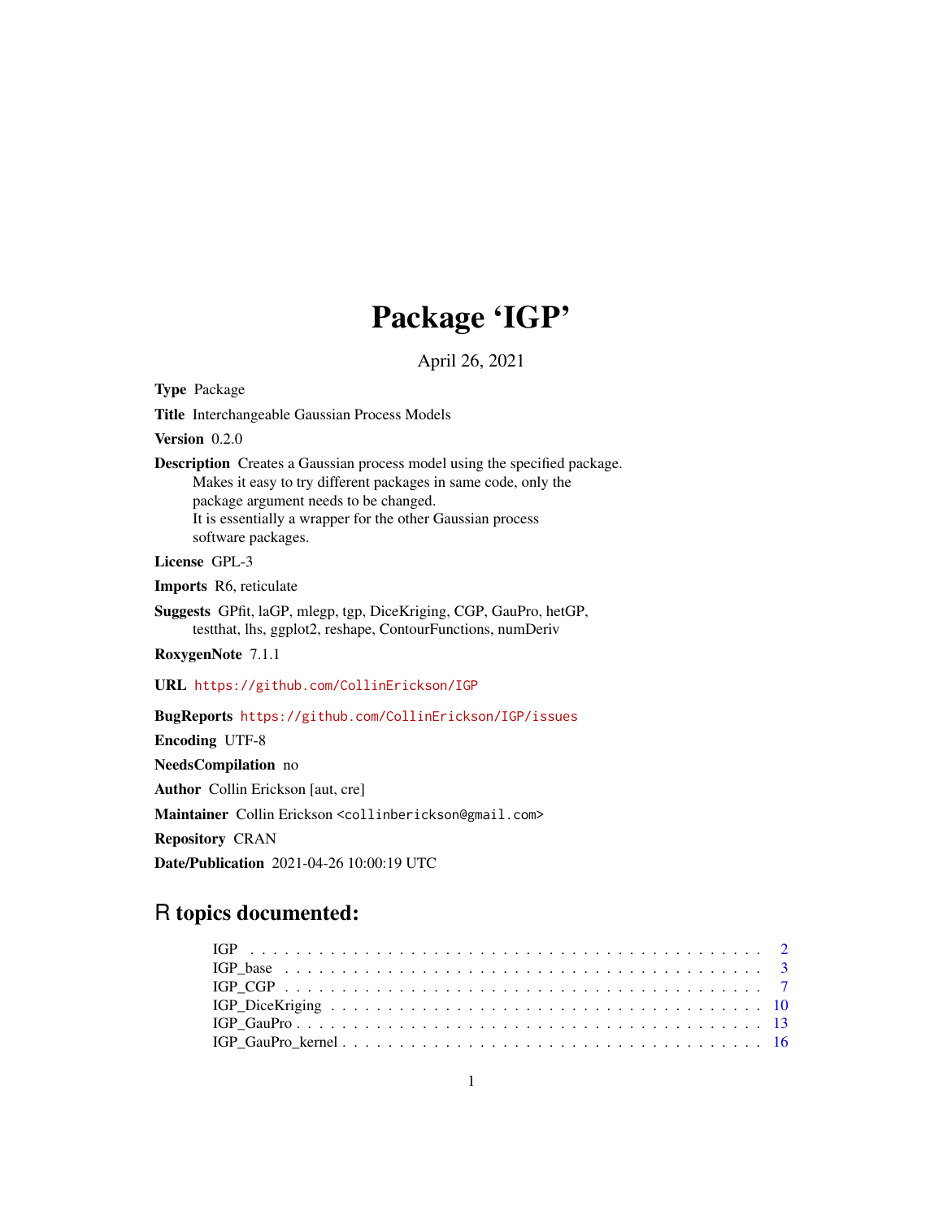# Package 'IGP'

April 26, 2021

**Type** Package

**Title** Interchangeable Gaussian Process Models

**Version** 0.2.0

**Description** Creates a Gaussian process model using the specified package.
Makes it easy to try different packages in same code, only the
package argument needs to be changed.
It is essentially a wrapper for the other Gaussian process
software packages.

**License** GPL-3

**Imports** R6, reticulate

**Suggests** GPfit, laGP, mlegp, tgp, DiceKriging, CGP, GauPro, hetGP,
testthat, lhs, ggplot2, reshape, ContourFunctions, numDeriv

**RoxygenNote** 7.1.1

**URL** https://github.com/CollinErickson/IGP

**BugReports** https://github.com/CollinErickson/IGP/issues

**Encoding** UTF-8

**NeedsCompilation** no

**Author** Collin Erickson [aut, cre]

**Maintainer** Collin Erickson <collinberickson@gmail.com>

**Repository** CRAN

**Date/Publication** 2021-04-26 10:00:19 UTC

## R topics documented:

| | |
|---|---|
| IGP | 2 |
| IGP_base | 3 |
| IGP_CGP | 7 |
| IGP_DiceKriging | 10 |
| IGP_GauPro | 13 |
| IGP_GauPro_kernel | 16 |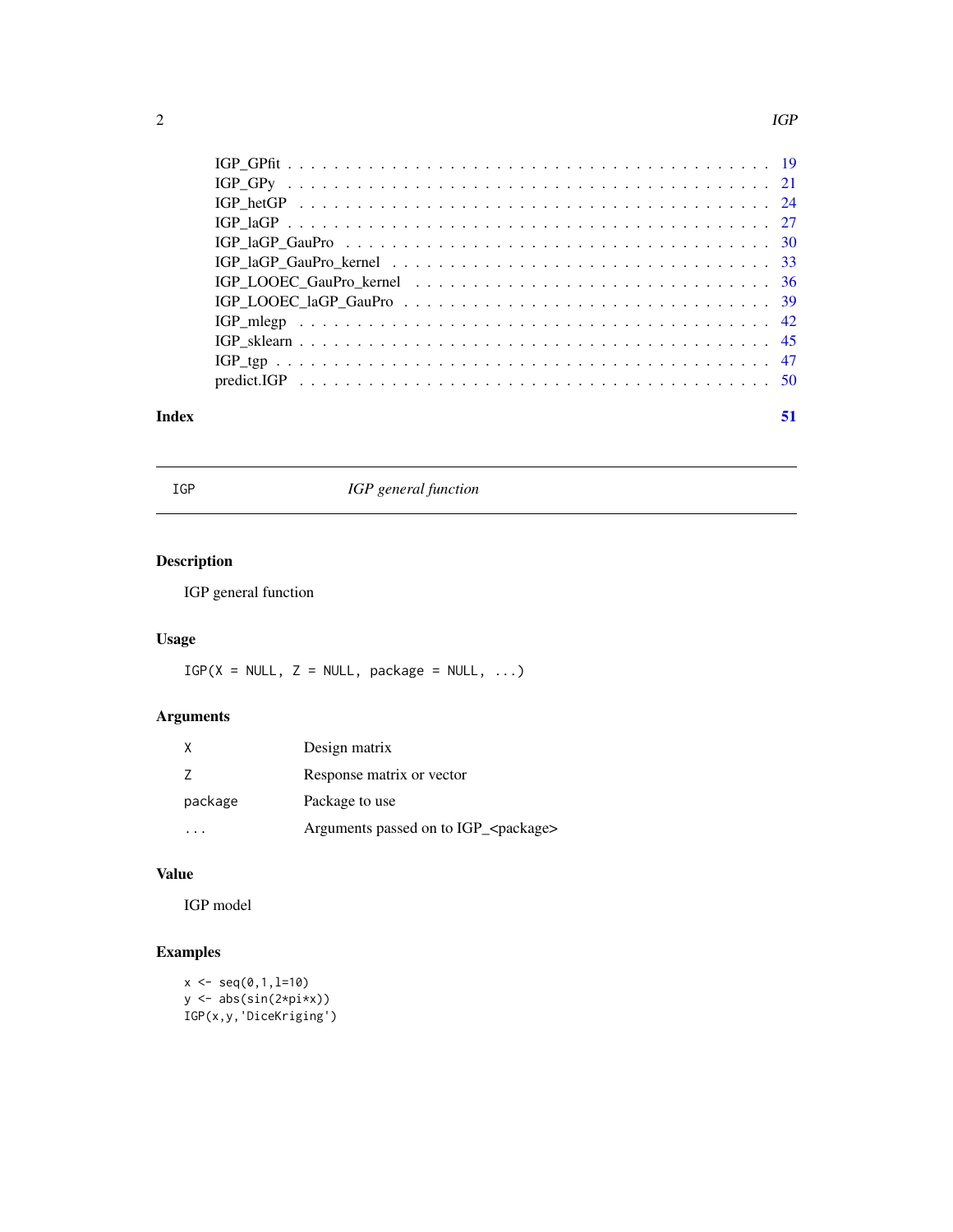IGP_GPfit . . . . . . . . . . . . . . . . . . . . . . . . . . . . . . . . . . . . . . . 19
IGP_GPy . . . . . . . . . . . . . . . . . . . . . . . . . . . . . . . . . . . . . . . 21
IGP_hetGP . . . . . . . . . . . . . . . . . . . . . . . . . . . . . . . . . . . . . . 24
IGP_laGP . . . . . . . . . . . . . . . . . . . . . . . . . . . . . . . . . . . . . . . 27
IGP_laGP_GauPro . . . . . . . . . . . . . . . . . . . . . . . . . . . . . . . . . . 30
IGP_laGP_GauPro_kernel . . . . . . . . . . . . . . . . . . . . . . . . . . . . . . 33
IGP_LOOEC_GauPro_kernel . . . . . . . . . . . . . . . . . . . . . . . . . . . . . 36
IGP_LOOEC_laGP_GauPro . . . . . . . . . . . . . . . . . . . . . . . . . . . . . . 39
IGP_mlegp . . . . . . . . . . . . . . . . . . . . . . . . . . . . . . . . . . . . . . 42
IGP_sklearn . . . . . . . . . . . . . . . . . . . . . . . . . . . . . . . . . . . . . 45
IGP_tgp . . . . . . . . . . . . . . . . . . . . . . . . . . . . . . . . . . . . . . . 47
predict.IGP . . . . . . . . . . . . . . . . . . . . . . . . . . . . . . . . . . . . . 50

**Index** **51**

---

## IGP — *IGP general function*

---

### Description

IGP general function

### Usage

```
IGP(X = NULL, Z = NULL, package = NULL, ...)
```

### Arguments

| | |
|---|---|
| `X` | Design matrix |
| `Z` | Response matrix or vector |
| `package` | Package to use |
| `...` | Arguments passed on to IGP_<package> |

### Value

IGP model

### Examples

```
x <- seq(0,1,l=10)
y <- abs(sin(2*pi*x))
IGP(x,y,'DiceKriging')
```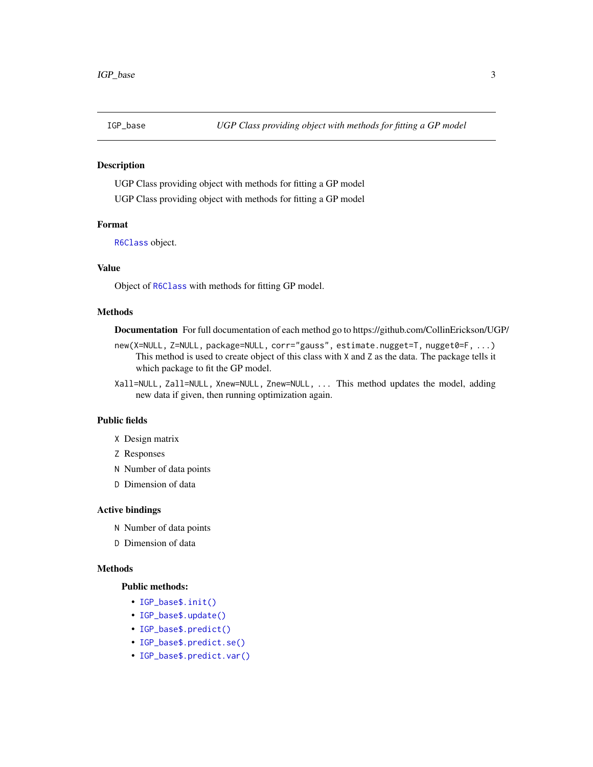# IGP_base — *UGP Class providing object with methods for fitting a GP model*

## Description

UGP Class providing object with methods for fitting a GP model

UGP Class providing object with methods for fitting a GP model

## Format

`R6Class` object.

## Value

Object of `R6Class` with methods for fitting GP model.

## Methods

**Documentation** For full documentation of each method go to https://github.com/CollinErickson/UGP/

`new(X=NULL, Z=NULL, package=NULL, corr="gauss", estimate.nugget=T, nugget0=F, ...)`
: This method is used to create object of this class with `X` and `Z` as the data. The package tells it which package to fit the GP model.

`Xall=NULL, Zall=NULL, Xnew=NULL, Znew=NULL, ...` This method updates the model, adding new data if given, then running optimization again.

## Public fields

- `X` Design matrix
- `Z` Responses
- `N` Number of data points
- `D` Dimension of data

## Active bindings

- `N` Number of data points
- `D` Dimension of data

## Methods

### Public methods:

- `IGP_base$.init()`
- `IGP_base$.update()`
- `IGP_base$.predict()`
- `IGP_base$.predict.se()`
- `IGP_base$.predict.var()`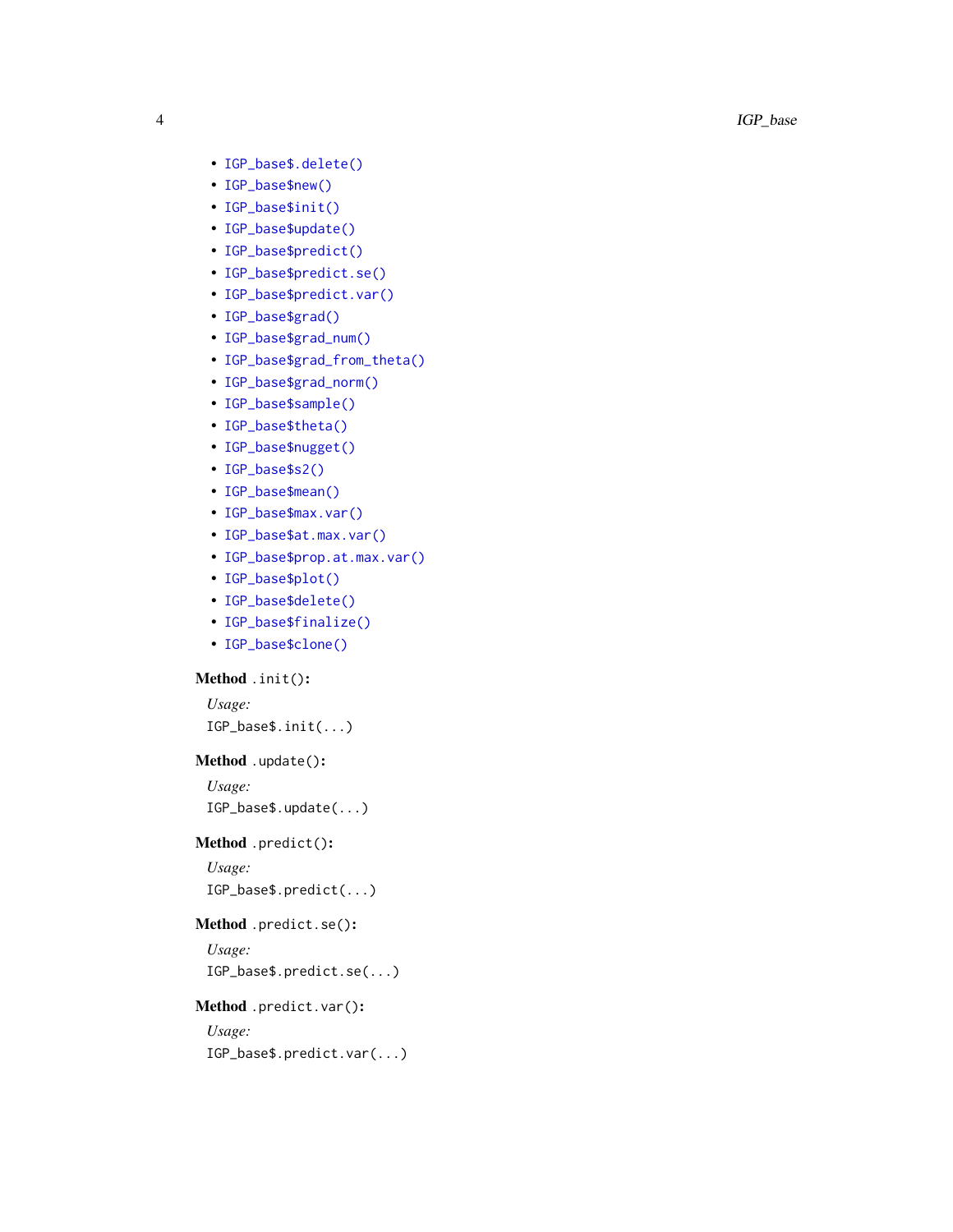- `IGP_base$.delete()`
- `IGP_base$new()`
- `IGP_base$init()`
- `IGP_base$update()`
- `IGP_base$predict()`
- `IGP_base$predict.se()`
- `IGP_base$predict.var()`
- `IGP_base$grad()`
- `IGP_base$grad_num()`
- `IGP_base$grad_from_theta()`
- `IGP_base$grad_norm()`
- `IGP_base$sample()`
- `IGP_base$theta()`
- `IGP_base$nugget()`
- `IGP_base$s2()`
- `IGP_base$mean()`
- `IGP_base$max.var()`
- `IGP_base$at.max.var()`
- `IGP_base$prop.at.max.var()`
- `IGP_base$plot()`
- `IGP_base$delete()`
- `IGP_base$finalize()`
- `IGP_base$clone()`

**Method** `.init()`:

*Usage:*

```
IGP_base$.init(...)
```

**Method** `.update()`:

*Usage:*

```
IGP_base$.update(...)
```

**Method** `.predict()`:

*Usage:*

```
IGP_base$.predict(...)
```

**Method** `.predict.se()`:

*Usage:*

```
IGP_base$.predict.se(...)
```

**Method** `.predict.var()`:

*Usage:*

```
IGP_base$.predict.var(...)
```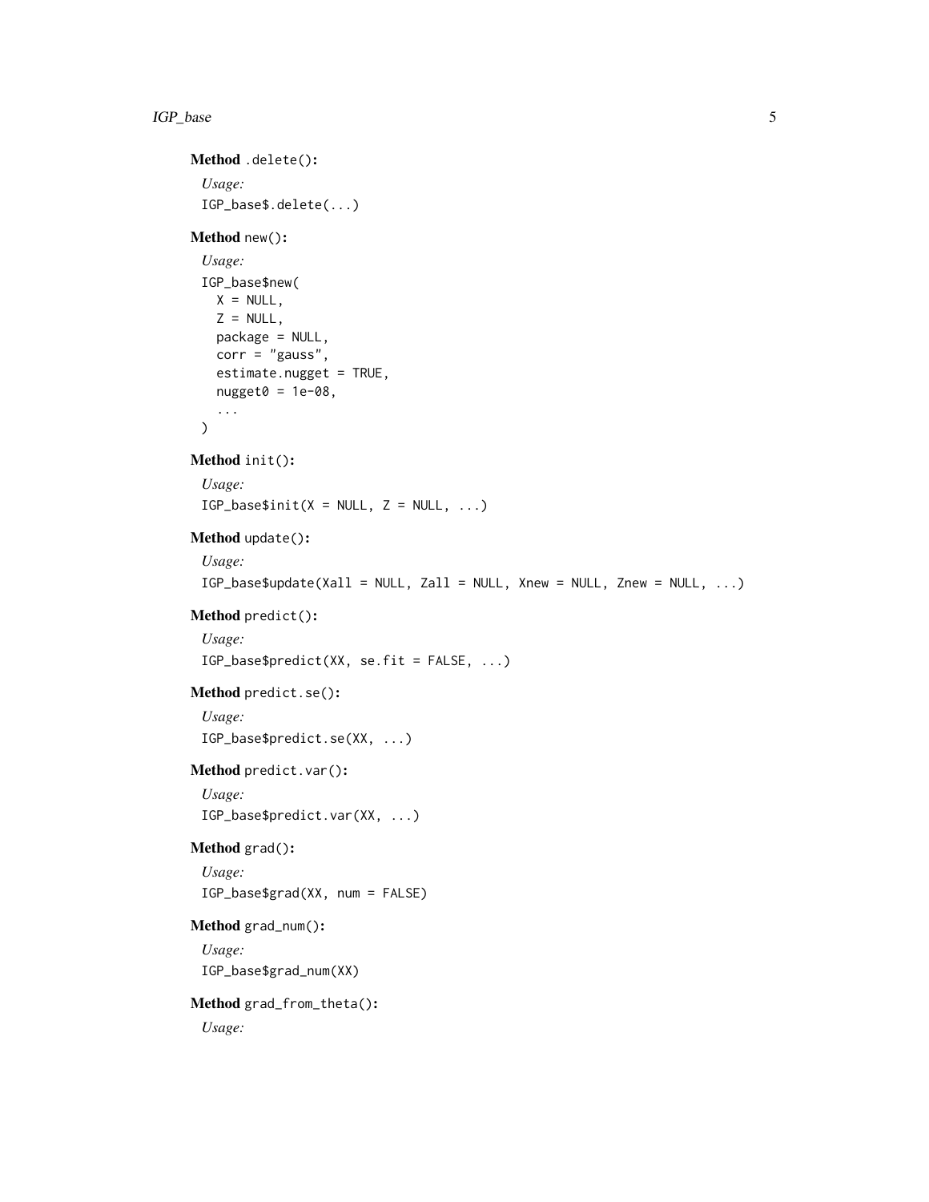**Method** `.delete()`:

*Usage:*

```
IGP_base$.delete(...)
```

**Method** `new()`:

*Usage:*

```
IGP_base$new(
  X = NULL,
  Z = NULL,
  package = NULL,
  corr = "gauss",
  estimate.nugget = TRUE,
  nugget0 = 1e-08,
  ...
)
```

**Method** `init()`:

*Usage:*

```
IGP_base$init(X = NULL, Z = NULL, ...)
```

**Method** `update()`:

*Usage:*

```
IGP_base$update(Xall = NULL, Zall = NULL, Xnew = NULL, Znew = NULL, ...)
```

**Method** `predict()`:

*Usage:*

```
IGP_base$predict(XX, se.fit = FALSE, ...)
```

**Method** `predict.se()`:

*Usage:*

```
IGP_base$predict.se(XX, ...)
```

**Method** `predict.var()`:

*Usage:*

```
IGP_base$predict.var(XX, ...)
```

**Method** `grad()`:

*Usage:*

```
IGP_base$grad(XX, num = FALSE)
```

**Method** `grad_num()`:

*Usage:*

```
IGP_base$grad_num(XX)
```

**Method** `grad_from_theta()`:

*Usage:*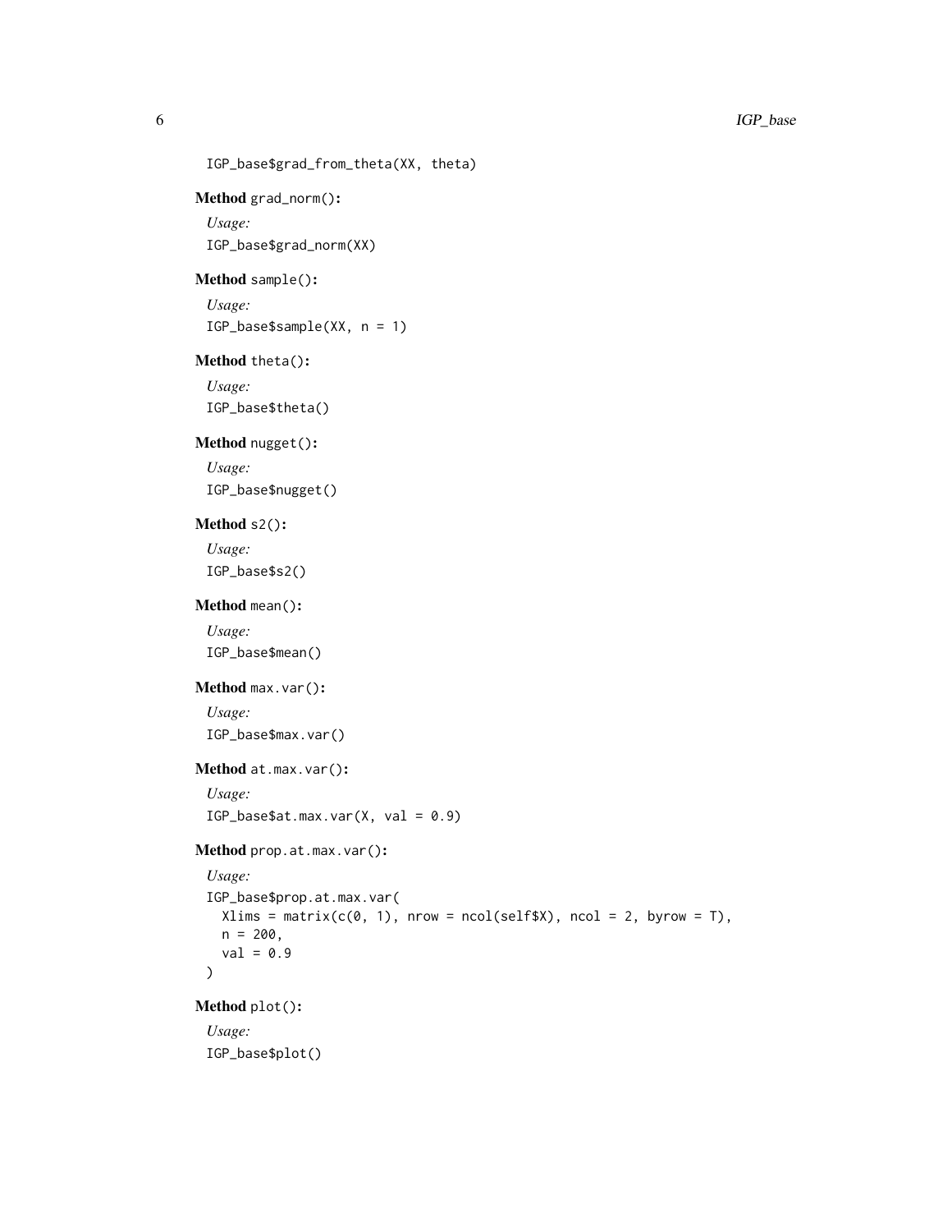```
IGP_base$grad_from_theta(XX, theta)
```

**Method** `grad_norm()`:

*Usage:*

```
IGP_base$grad_norm(XX)
```

**Method** `sample()`:

*Usage:*

```
IGP_base$sample(XX, n = 1)
```

**Method** `theta()`:

*Usage:*

```
IGP_base$theta()
```

**Method** `nugget()`:

*Usage:*

```
IGP_base$nugget()
```

**Method** `s2()`:

*Usage:*

```
IGP_base$s2()
```

**Method** `mean()`:

*Usage:*

```
IGP_base$mean()
```

**Method** `max.var()`:

*Usage:*

```
IGP_base$max.var()
```

**Method** `at.max.var()`:

*Usage:*

```
IGP_base$at.max.var(X, val = 0.9)
```

**Method** `prop.at.max.var()`:

*Usage:*

```
IGP_base$prop.at.max.var(
  Xlims = matrix(c(0, 1), nrow = ncol(self$X), ncol = 2, byrow = T),
  n = 200,
  val = 0.9
)
```

**Method** `plot()`:

*Usage:*

```
IGP_base$plot()
```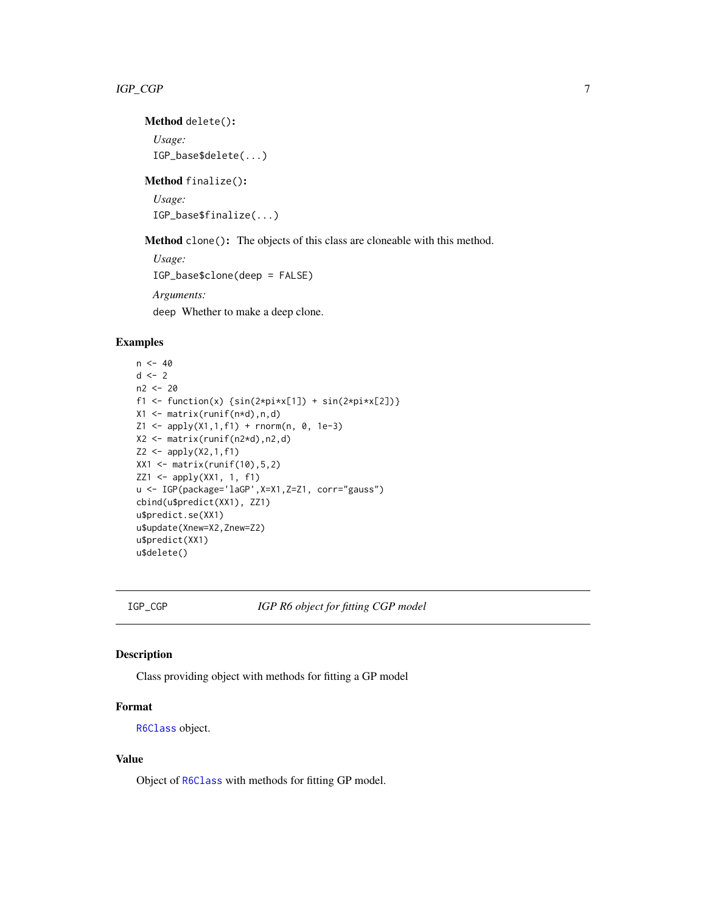**Method** `delete()`:

*Usage:*

```
IGP_base$delete(...)
```

**Method** `finalize()`:

*Usage:*

```
IGP_base$finalize(...)
```

**Method** `clone()`: The objects of this class are cloneable with this method.

*Usage:*

```
IGP_base$clone(deep = FALSE)
```

*Arguments:*

`deep` Whether to make a deep clone.

## Examples

```
n <- 40
d <- 2
n2 <- 20
f1 <- function(x) {sin(2*pi*x[1]) + sin(2*pi*x[2])}
X1 <- matrix(runif(n*d),n,d)
Z1 <- apply(X1,1,f1) + rnorm(n, 0, 1e-3)
X2 <- matrix(runif(n2*d),n2,d)
Z2 <- apply(X2,1,f1)
XX1 <- matrix(runif(10),5,2)
ZZ1 <- apply(XX1, 1, f1)
u <- IGP(package='laGP',X=X1,Z=Z1, corr="gauss")
cbind(u$predict(XX1), ZZ1)
u$predict.se(XX1)
u$update(Xnew=X2,Znew=Z2)
u$predict(XX1)
u$delete()
```

---

`IGP_CGP` *IGP R6 object for fitting CGP model*

---

## Description

Class providing object with methods for fitting a GP model

## Format

`R6Class` object.

## Value

Object of `R6Class` with methods for fitting GP model.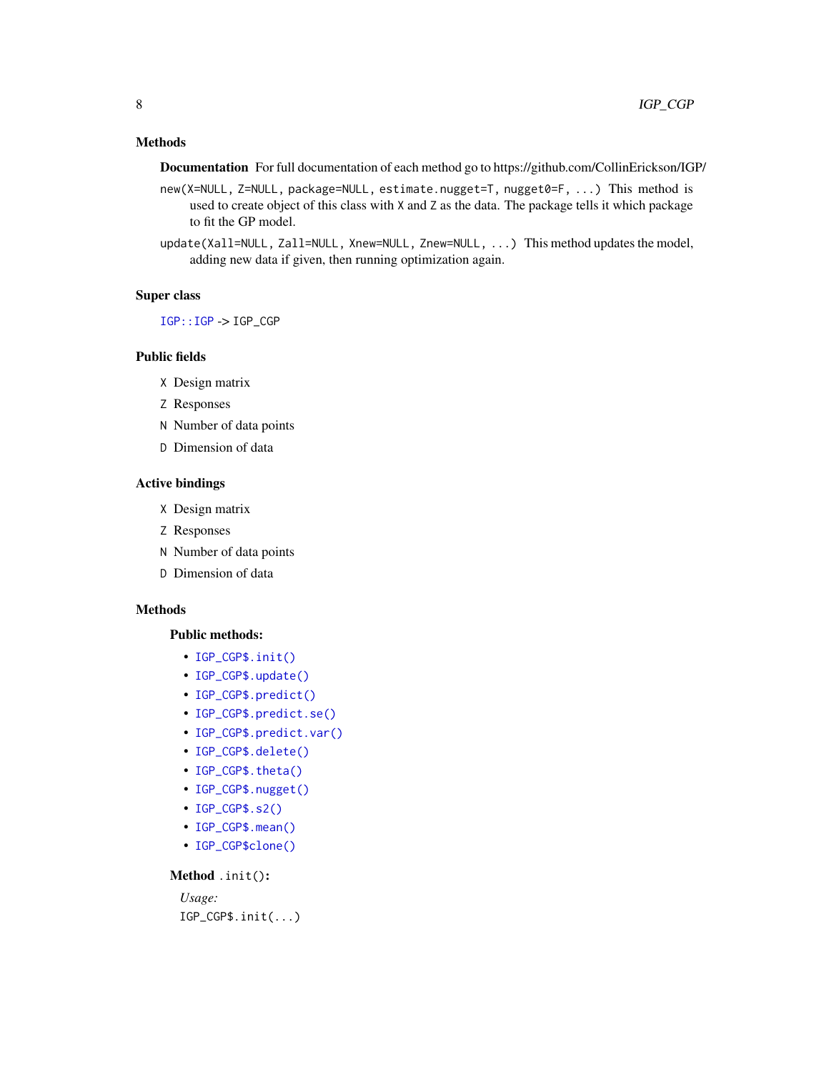## Methods

**Documentation** For full documentation of each method go to https://github.com/CollinErickson/IGP/

`new(X=NULL, Z=NULL, package=NULL, estimate.nugget=T, nugget0=F, ...)` This method is used to create object of this class with `X` and `Z` as the data. The package tells it which package to fit the GP model.

`update(Xall=NULL, Zall=NULL, Xnew=NULL, Znew=NULL, ...)` This method updates the model, adding new data if given, then running optimization again.

## Super class

`IGP::IGP` -> `IGP_CGP`

## Public fields

`X` Design matrix

`Z` Responses

`N` Number of data points

`D` Dimension of data

## Active bindings

`X` Design matrix

`Z` Responses

`N` Number of data points

`D` Dimension of data

## Methods

### Public methods:

- `IGP_CGP$.init()`
- `IGP_CGP$.update()`
- `IGP_CGP$.predict()`
- `IGP_CGP$.predict.se()`
- `IGP_CGP$.predict.var()`
- `IGP_CGP$.delete()`
- `IGP_CGP$.theta()`
- `IGP_CGP$.nugget()`
- `IGP_CGP$.s2()`
- `IGP_CGP$.mean()`
- `IGP_CGP$clone()`

**Method** `.init()`:

*Usage:*

```
IGP_CGP$.init(...)
```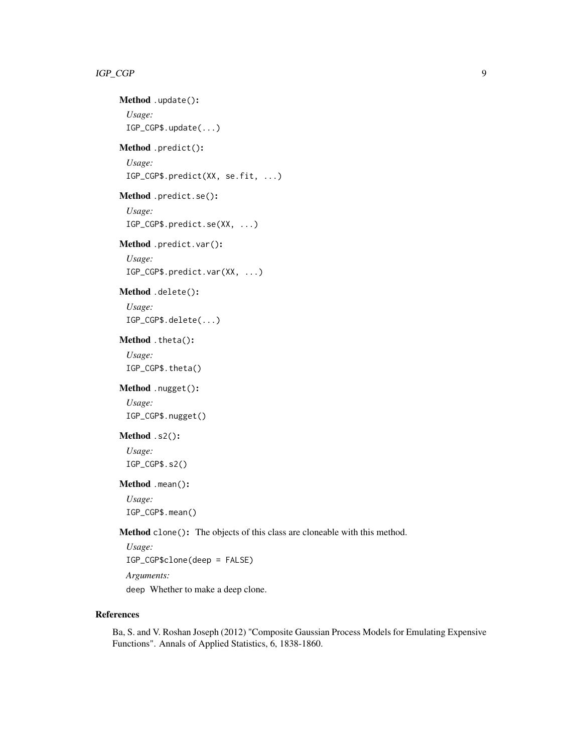**Method** `.update()`:

*Usage:*

```
IGP_CGP$.update(...)
```

**Method** `.predict()`:

*Usage:*

```
IGP_CGP$.predict(XX, se.fit, ...)
```

**Method** `.predict.se()`:

*Usage:*

```
IGP_CGP$.predict.se(XX, ...)
```

**Method** `.predict.var()`:

*Usage:*

```
IGP_CGP$.predict.var(XX, ...)
```

**Method** `.delete()`:

*Usage:*

```
IGP_CGP$.delete(...)
```

**Method** `.theta()`:

*Usage:*

```
IGP_CGP$.theta()
```

**Method** `.nugget()`:

*Usage:*

```
IGP_CGP$.nugget()
```

**Method** `.s2()`:

*Usage:*

```
IGP_CGP$.s2()
```

**Method** `.mean()`:

*Usage:*

```
IGP_CGP$.mean()
```

**Method** `clone()`: The objects of this class are cloneable with this method.

*Usage:*

```
IGP_CGP$clone(deep = FALSE)
```

*Arguments:*

`deep` Whether to make a deep clone.

## References

Ba, S. and V. Roshan Joseph (2012) "Composite Gaussian Process Models for Emulating Expensive Functions". Annals of Applied Statistics, 6, 1838-1860.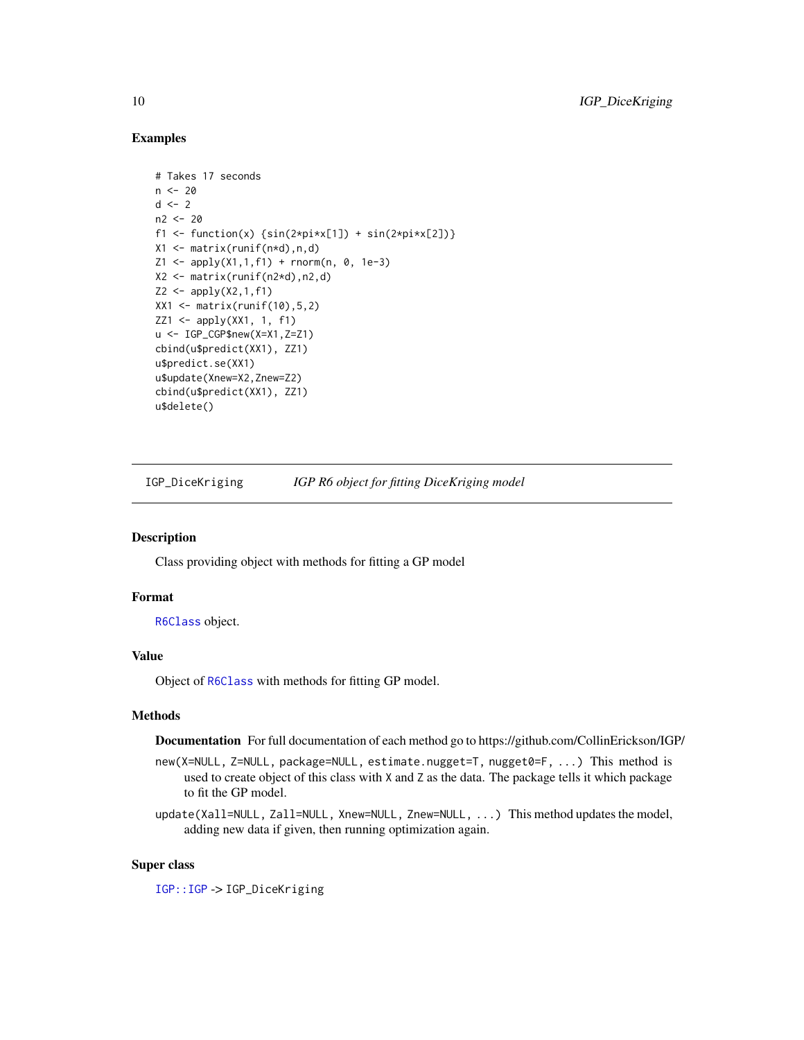### Examples

```
# Takes 17 seconds
n <- 20
d <- 2
n2 <- 20
f1 <- function(x) {sin(2*pi*x[1]) + sin(2*pi*x[2])}
X1 <- matrix(runif(n*d),n,d)
Z1 <- apply(X1,1,f1) + rnorm(n, 0, 1e-3)
X2 <- matrix(runif(n2*d),n2,d)
Z2 <- apply(X2,1,f1)
XX1 <- matrix(runif(10),5,2)
ZZ1 <- apply(XX1, 1, f1)
u <- IGP_CGP$new(X=X1,Z=Z1)
cbind(u$predict(XX1), ZZ1)
u$predict.se(XX1)
u$update(Xnew=X2,Znew=Z2)
cbind(u$predict(XX1), ZZ1)
u$delete()
```

---

## IGP_DiceKriging *IGP R6 object for fitting DiceKriging model*

---

### Description

Class providing object with methods for fitting a GP model

### Format

`R6Class` object.

### Value

Object of `R6Class` with methods for fitting GP model.

### Methods

**Documentation** For full documentation of each method go to https://github.com/CollinErickson/IGP/

`new(X=NULL, Z=NULL, package=NULL, estimate.nugget=T, nugget0=F, ...)` This method is used to create object of this class with `X` and `Z` as the data. The package tells it which package to fit the GP model.

`update(Xall=NULL, Zall=NULL, Xnew=NULL, Znew=NULL, ...)` This method updates the model, adding new data if given, then running optimization again.

### Super class

`IGP::IGP` -> `IGP_DiceKriging`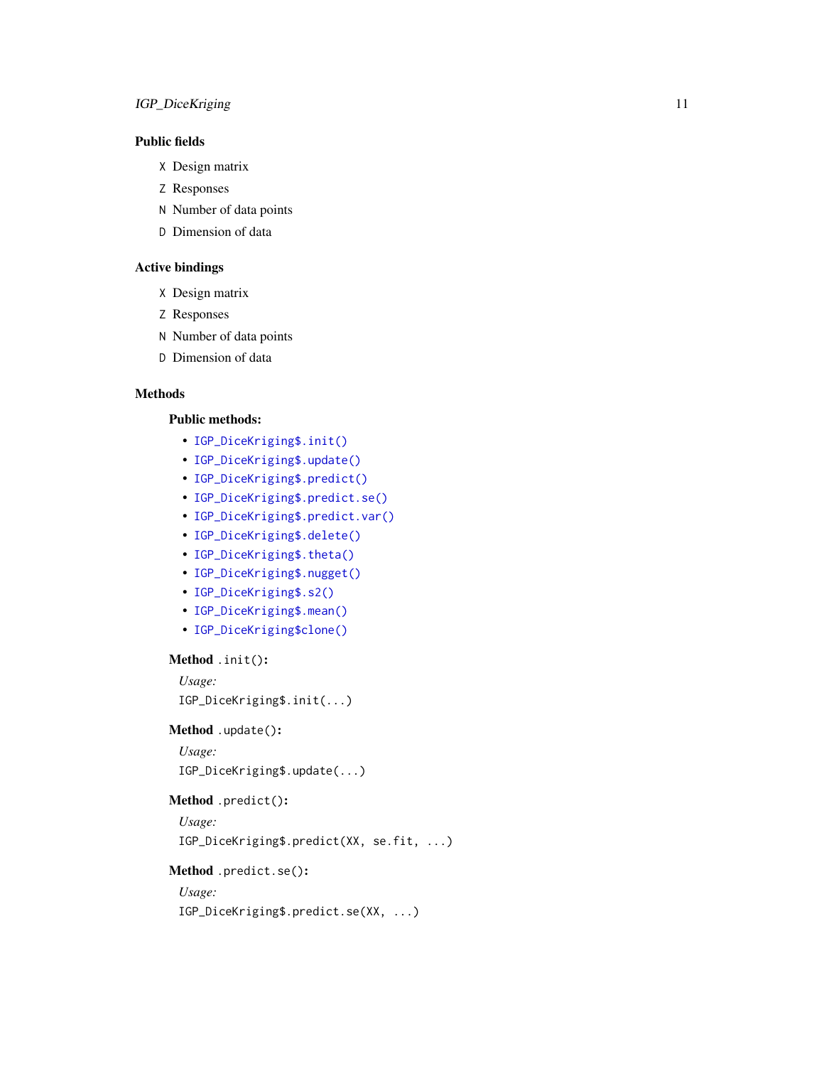### Public fields

X Design matrix

Z Responses

N Number of data points

D Dimension of data

### Active bindings

X Design matrix

Z Responses

N Number of data points

D Dimension of data

### Methods

#### Public methods:

- `IGP_DiceKriging$.init()`
- `IGP_DiceKriging$.update()`
- `IGP_DiceKriging$.predict()`
- `IGP_DiceKriging$.predict.se()`
- `IGP_DiceKriging$.predict.var()`
- `IGP_DiceKriging$.delete()`
- `IGP_DiceKriging$.theta()`
- `IGP_DiceKriging$.nugget()`
- `IGP_DiceKriging$.s2()`
- `IGP_DiceKriging$.mean()`
- `IGP_DiceKriging$clone()`

**Method** `.init()`:

*Usage:*

```
IGP_DiceKriging$.init(...)
```

**Method** `.update()`:

*Usage:*

```
IGP_DiceKriging$.update(...)
```

**Method** `.predict()`:

*Usage:*

```
IGP_DiceKriging$.predict(XX, se.fit, ...)
```

**Method** `.predict.se()`:

*Usage:*

```
IGP_DiceKriging$.predict.se(XX, ...)
```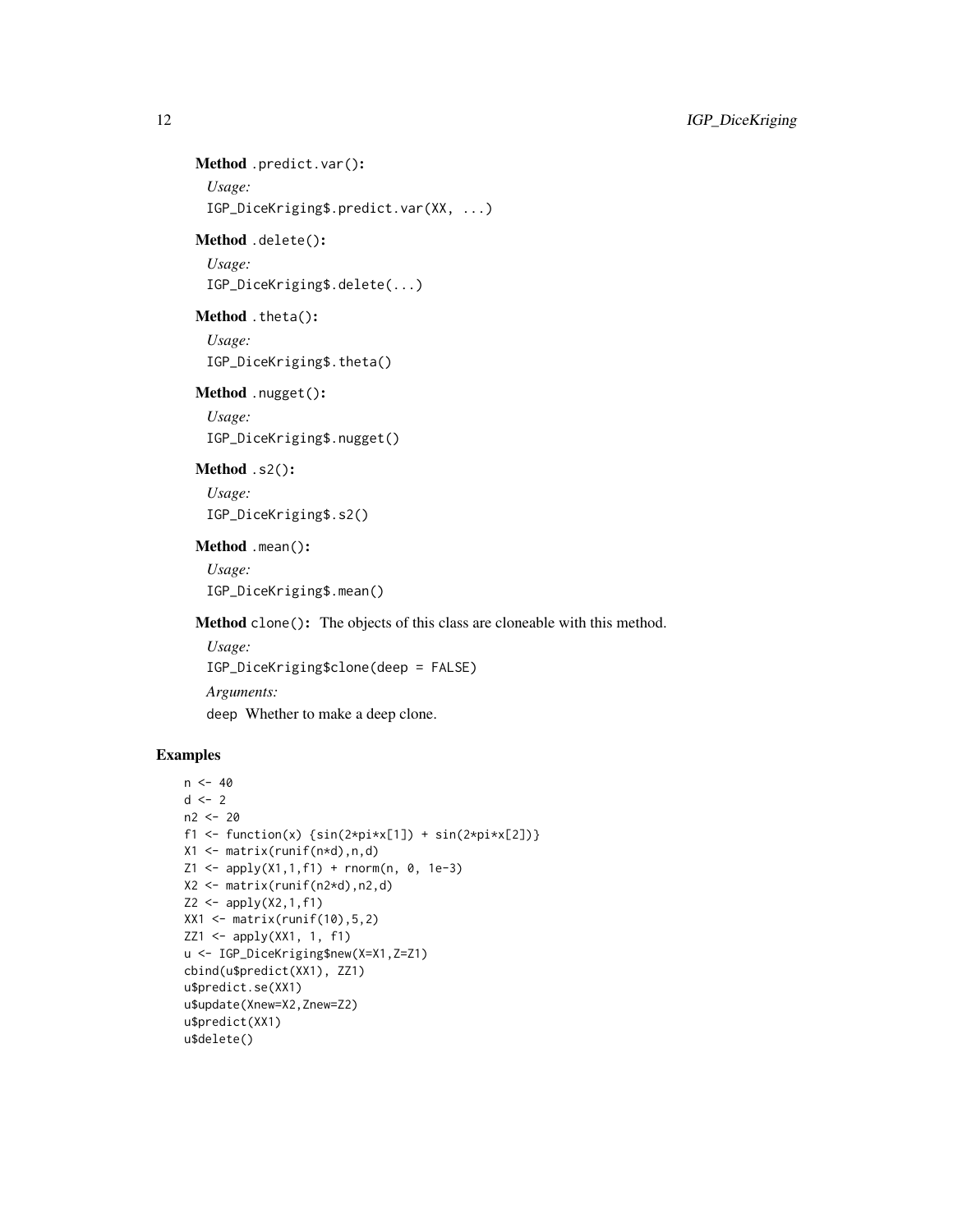**Method** `.predict.var()`:

*Usage:*

```
IGP_DiceKriging$.predict.var(XX, ...)
```

**Method** `.delete()`:

*Usage:*

```
IGP_DiceKriging$.delete(...)
```

**Method** `.theta()`:

*Usage:*

```
IGP_DiceKriging$.theta()
```

**Method** `.nugget()`:

*Usage:*

```
IGP_DiceKriging$.nugget()
```

**Method** `.s2()`:

*Usage:*

```
IGP_DiceKriging$.s2()
```

**Method** `.mean()`:

*Usage:*

```
IGP_DiceKriging$.mean()
```

**Method** `clone()`: The objects of this class are cloneable with this method.

*Usage:*

```
IGP_DiceKriging$clone(deep = FALSE)
```

*Arguments:*

`deep` Whether to make a deep clone.

## Examples

```
n <- 40
d <- 2
n2 <- 20
f1 <- function(x) {sin(2*pi*x[1]) + sin(2*pi*x[2])}
X1 <- matrix(runif(n*d),n,d)
Z1 <- apply(X1,1,f1) + rnorm(n, 0, 1e-3)
X2 <- matrix(runif(n2*d),n2,d)
Z2 <- apply(X2,1,f1)
XX1 <- matrix(runif(10),5,2)
ZZ1 <- apply(XX1, 1, f1)
u <- IGP_DiceKriging$new(X=X1,Z=Z1)
cbind(u$predict(XX1), ZZ1)
u$predict.se(XX1)
u$update(Xnew=X2,Znew=Z2)
u$predict(XX1)
u$delete()
```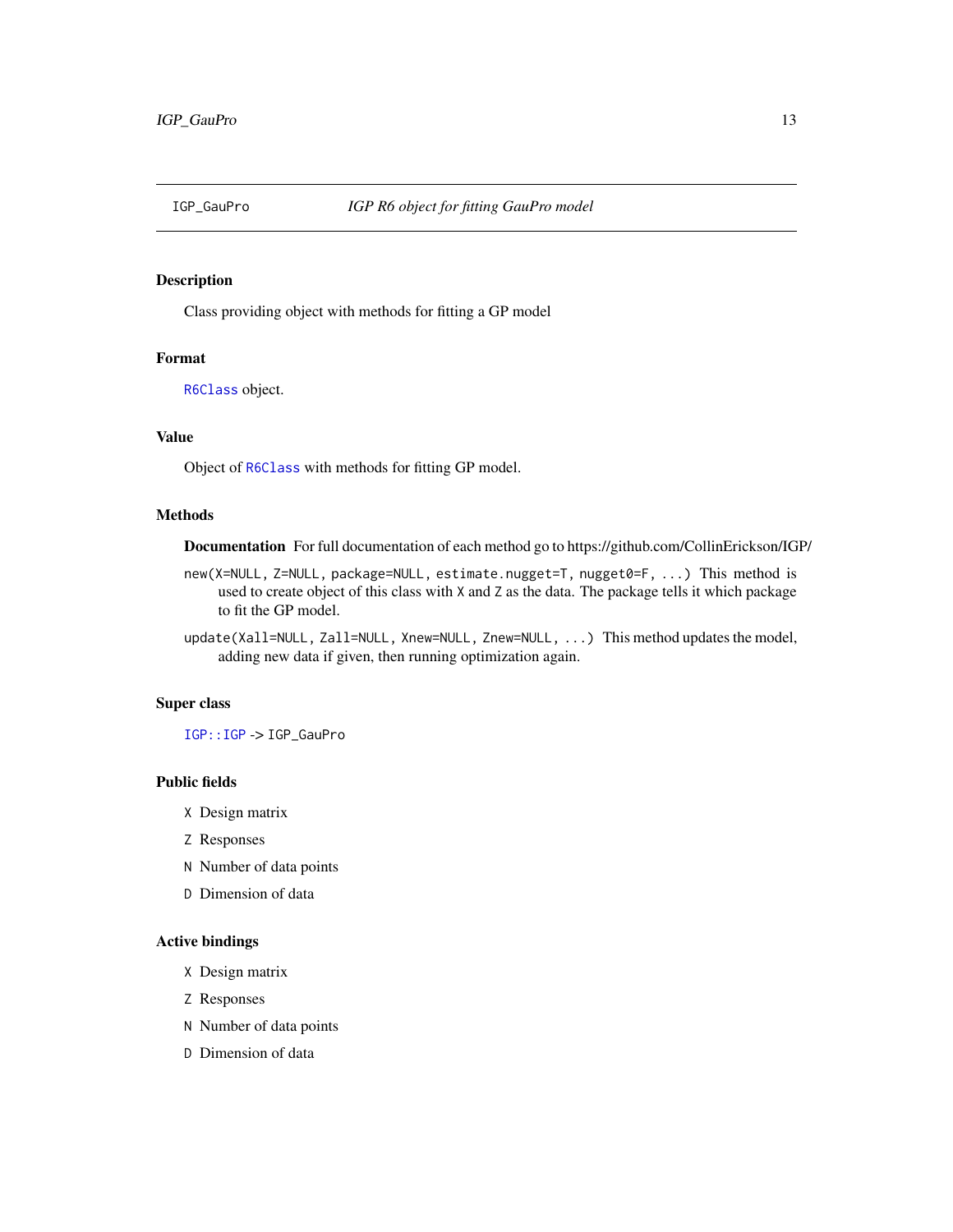IGP_GauPro *IGP R6 object for fitting GauPro model*

## Description

Class providing object with methods for fitting a GP model

## Format

`R6Class` object.

## Value

Object of `R6Class` with methods for fitting GP model.

## Methods

**Documentation** For full documentation of each method go to https://github.com/CollinErickson/IGP/

`new(X=NULL, Z=NULL, package=NULL, estimate.nugget=T, nugget0=F, ...)` This method is used to create object of this class with `X` and `Z` as the data. The package tells it which package to fit the GP model.

`update(Xall=NULL, Zall=NULL, Xnew=NULL, Znew=NULL, ...)` This method updates the model, adding new data if given, then running optimization again.

## Super class

`IGP::IGP` -> `IGP_GauPro`

## Public fields

`X` Design matrix

`Z` Responses

`N` Number of data points

`D` Dimension of data

## Active bindings

`X` Design matrix

`Z` Responses

`N` Number of data points

`D` Dimension of data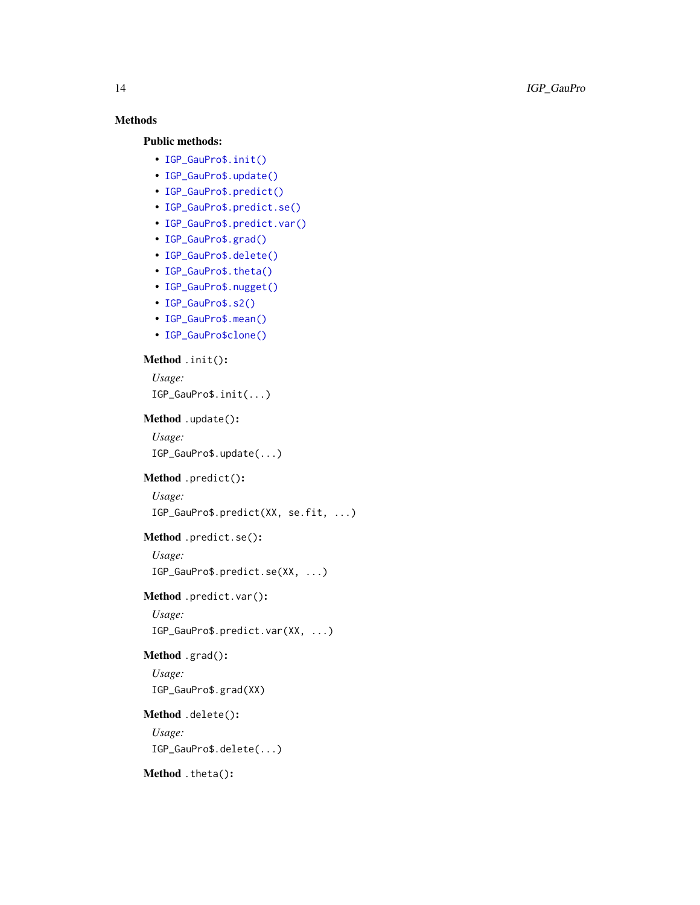## Methods

### Public methods:

- `IGP_GauPro$.init()`
- `IGP_GauPro$.update()`
- `IGP_GauPro$.predict()`
- `IGP_GauPro$.predict.se()`
- `IGP_GauPro$.predict.var()`
- `IGP_GauPro$.grad()`
- `IGP_GauPro$.delete()`
- `IGP_GauPro$.theta()`
- `IGP_GauPro$.nugget()`
- `IGP_GauPro$.s2()`
- `IGP_GauPro$.mean()`
- `IGP_GauPro$clone()`

**Method** `.init()`:

*Usage:*

```
IGP_GauPro$.init(...)
```

**Method** `.update()`:

*Usage:*

```
IGP_GauPro$.update(...)
```

**Method** `.predict()`:

*Usage:*

```
IGP_GauPro$.predict(XX, se.fit, ...)
```

**Method** `.predict.se()`:

*Usage:*

```
IGP_GauPro$.predict.se(XX, ...)
```

**Method** `.predict.var()`:

*Usage:*

```
IGP_GauPro$.predict.var(XX, ...)
```

**Method** `.grad()`:

*Usage:*

```
IGP_GauPro$.grad(XX)
```

**Method** `.delete()`:

*Usage:*

```
IGP_GauPro$.delete(...)
```

**Method** `.theta()`: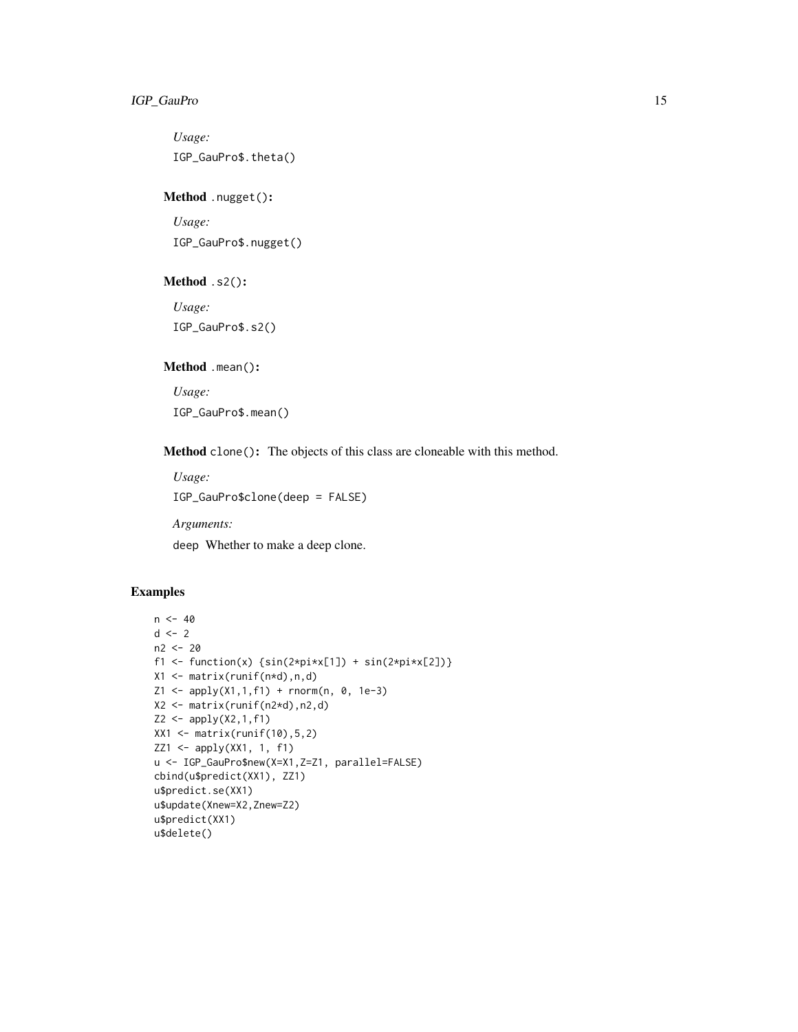*Usage:*

```
IGP_GauPro$.theta()
```

**Method** `.nugget()`**:**

*Usage:*

```
IGP_GauPro$.nugget()
```

**Method** `.s2()`**:**

*Usage:*

```
IGP_GauPro$.s2()
```

**Method** `.mean()`**:**

*Usage:*

```
IGP_GauPro$.mean()
```

**Method** `clone()`**:** The objects of this class are cloneable with this method.

*Usage:*

```
IGP_GauPro$clone(deep = FALSE)
```

*Arguments:*

`deep` Whether to make a deep clone.

## Examples

```
n <- 40
d <- 2
n2 <- 20
f1 <- function(x) {sin(2*pi*x[1]) + sin(2*pi*x[2])}
X1 <- matrix(runif(n*d),n,d)
Z1 <- apply(X1,1,f1) + rnorm(n, 0, 1e-3)
X2 <- matrix(runif(n2*d),n2,d)
Z2 <- apply(X2,1,f1)
XX1 <- matrix(runif(10),5,2)
ZZ1 <- apply(XX1, 1, f1)
u <- IGP_GauPro$new(X=X1,Z=Z1, parallel=FALSE)
cbind(u$predict(XX1), ZZ1)
u$predict.se(XX1)
u$update(Xnew=X2,Znew=Z2)
u$predict(XX1)
u$delete()
```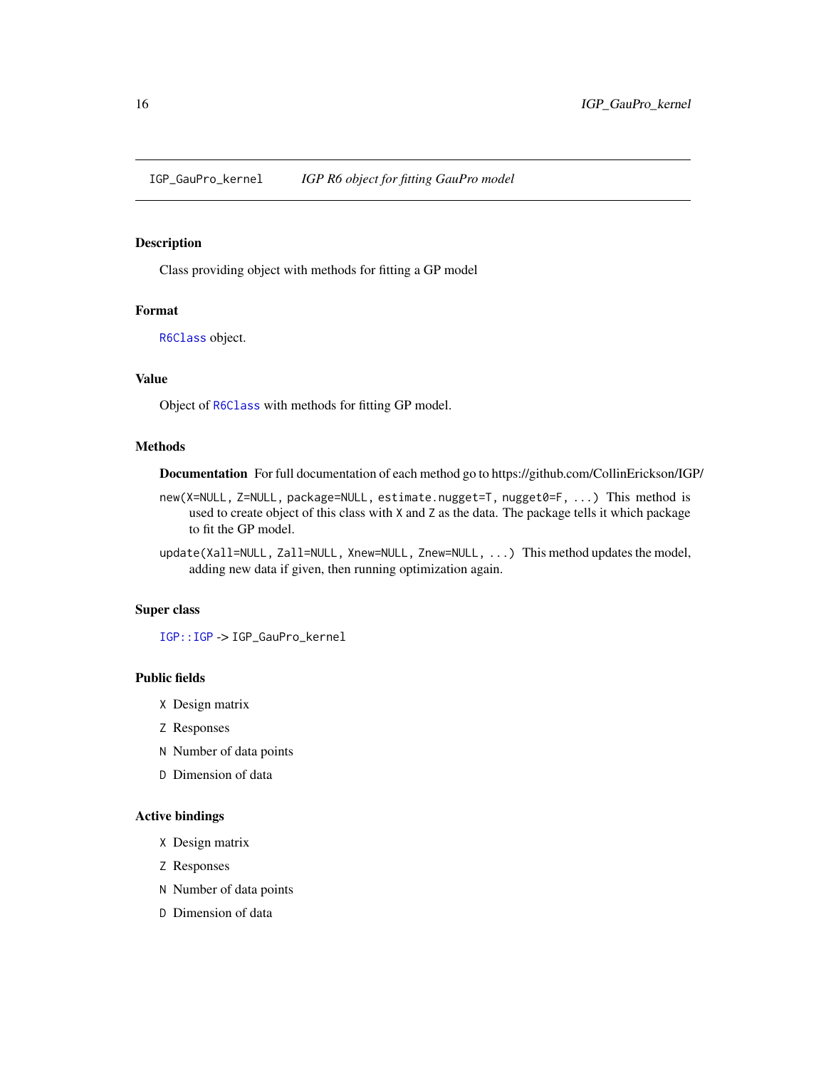IGP_GauPro_kernel    *IGP R6 object for fitting GauPro model*

## Description

Class providing object with methods for fitting a GP model

## Format

`R6Class` object.

## Value

Object of `R6Class` with methods for fitting GP model.

## Methods

**Documentation** For full documentation of each method go to https://github.com/CollinErickson/IGP/

`new(X=NULL, Z=NULL, package=NULL, estimate.nugget=T, nugget0=F, ...)` This method is used to create object of this class with `X` and `Z` as the data. The package tells it which package to fit the GP model.

`update(Xall=NULL, Zall=NULL, Xnew=NULL, Znew=NULL, ...)` This method updates the model, adding new data if given, then running optimization again.

## Super class

`IGP::IGP` -> `IGP_GauPro_kernel`

## Public fields

`X` Design matrix

`Z` Responses

`N` Number of data points

`D` Dimension of data

## Active bindings

`X` Design matrix

`Z` Responses

`N` Number of data points

`D` Dimension of data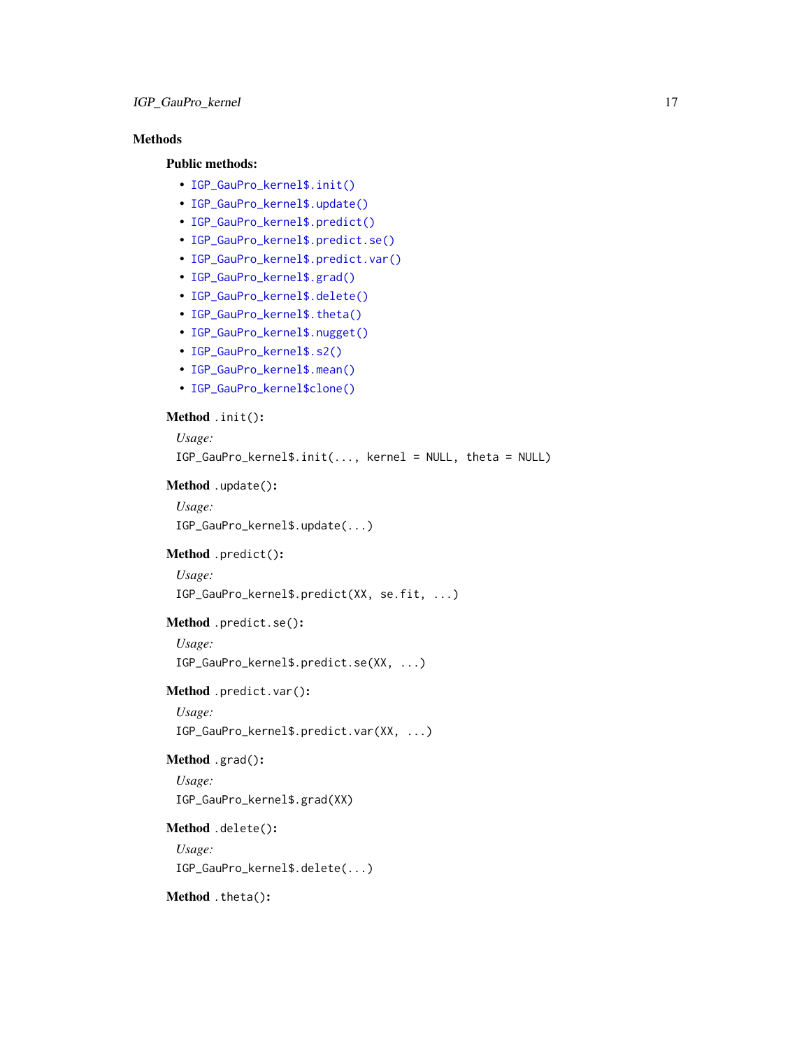## Methods

### Public methods:

- `IGP_GauPro_kernel$.init()`
- `IGP_GauPro_kernel$.update()`
- `IGP_GauPro_kernel$.predict()`
- `IGP_GauPro_kernel$.predict.se()`
- `IGP_GauPro_kernel$.predict.var()`
- `IGP_GauPro_kernel$.grad()`
- `IGP_GauPro_kernel$.delete()`
- `IGP_GauPro_kernel$.theta()`
- `IGP_GauPro_kernel$.nugget()`
- `IGP_GauPro_kernel$.s2()`
- `IGP_GauPro_kernel$.mean()`
- `IGP_GauPro_kernel$clone()`

**Method** `.init()`:

*Usage:*

```
IGP_GauPro_kernel$.init(..., kernel = NULL, theta = NULL)
```

**Method** `.update()`:

*Usage:*

```
IGP_GauPro_kernel$.update(...)
```

**Method** `.predict()`:

*Usage:*

```
IGP_GauPro_kernel$.predict(XX, se.fit, ...)
```

**Method** `.predict.se()`:

*Usage:*

```
IGP_GauPro_kernel$.predict.se(XX, ...)
```

**Method** `.predict.var()`:

*Usage:*

```
IGP_GauPro_kernel$.predict.var(XX, ...)
```

**Method** `.grad()`:

*Usage:*

```
IGP_GauPro_kernel$.grad(XX)
```

**Method** `.delete()`:

*Usage:*

```
IGP_GauPro_kernel$.delete(...)
```

**Method** `.theta()`: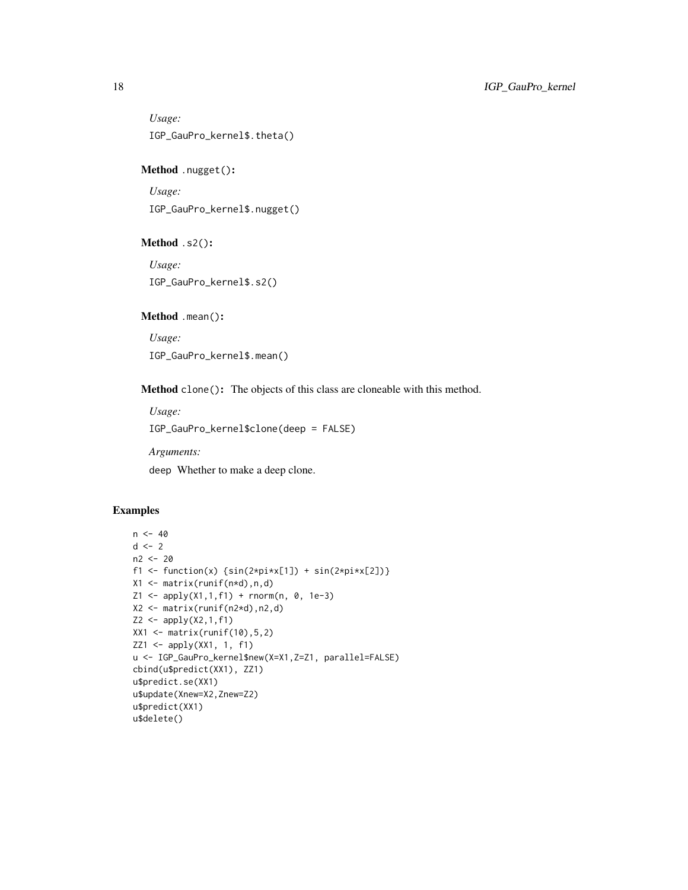*Usage:*

```
IGP_GauPro_kernel$.theta()
```

**Method** `.nugget()`**:**

*Usage:*

```
IGP_GauPro_kernel$.nugget()
```

**Method** `.s2()`**:**

*Usage:*

```
IGP_GauPro_kernel$.s2()
```

**Method** `.mean()`**:**

*Usage:*

```
IGP_GauPro_kernel$.mean()
```

**Method** `clone()`**:** The objects of this class are cloneable with this method.

*Usage:*

```
IGP_GauPro_kernel$clone(deep = FALSE)
```

*Arguments:*

`deep` Whether to make a deep clone.

## Examples

```
n <- 40
d <- 2
n2 <- 20
f1 <- function(x) {sin(2*pi*x[1]) + sin(2*pi*x[2])}
X1 <- matrix(runif(n*d),n,d)
Z1 <- apply(X1,1,f1) + rnorm(n, 0, 1e-3)
X2 <- matrix(runif(n2*d),n2,d)
Z2 <- apply(X2,1,f1)
XX1 <- matrix(runif(10),5,2)
ZZ1 <- apply(XX1, 1, f1)
u <- IGP_GauPro_kernel$new(X=X1,Z=Z1, parallel=FALSE)
cbind(u$predict(XX1), ZZ1)
u$predict.se(XX1)
u$update(Xnew=X2,Znew=Z2)
u$predict(XX1)
u$delete()
```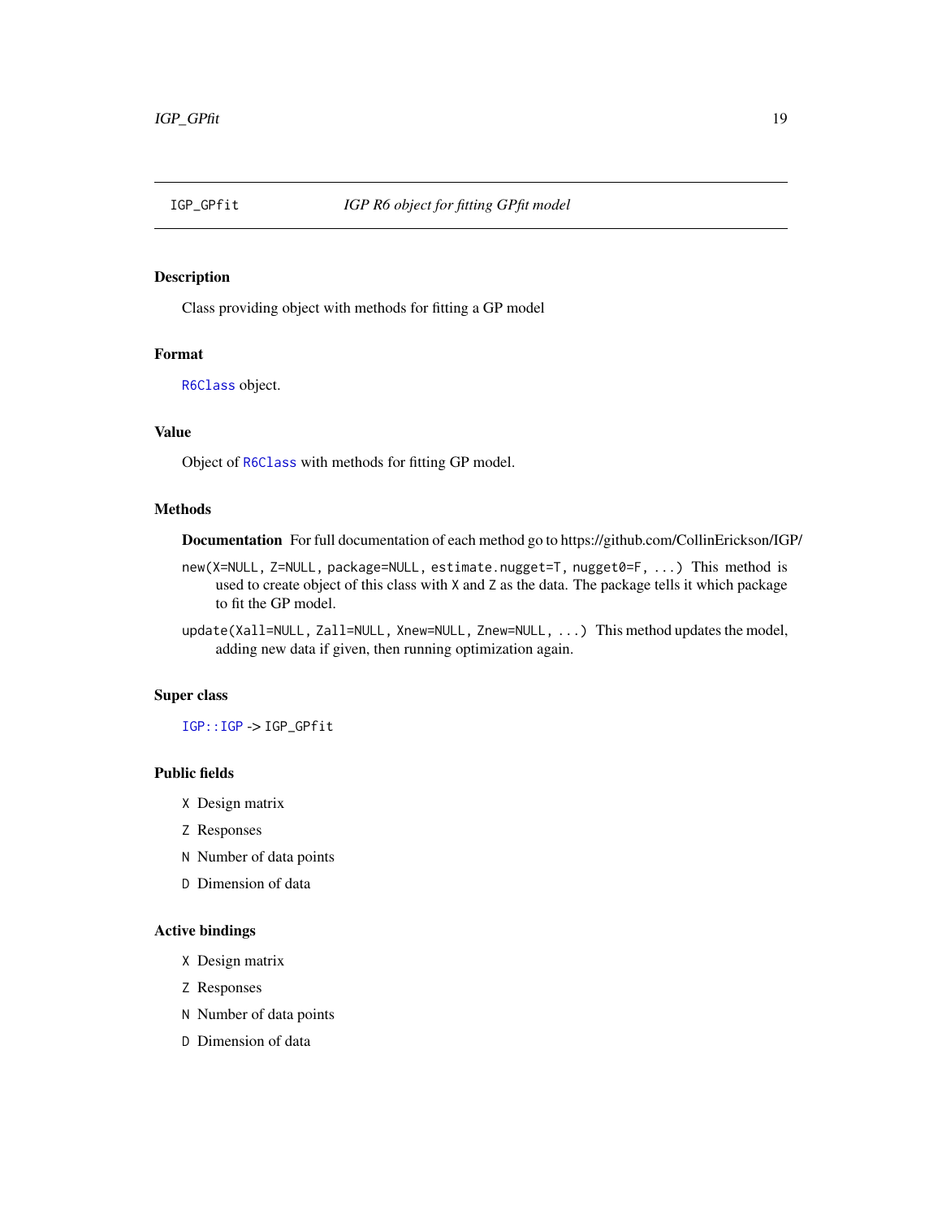# IGP_GPfit — *IGP R6 object for fitting GPfit model*

## Description

Class providing object with methods for fitting a GP model

## Format

`R6Class` object.

## Value

Object of `R6Class` with methods for fitting GP model.

## Methods

**Documentation** For full documentation of each method go to https://github.com/CollinErickson/IGP/

`new(X=NULL, Z=NULL, package=NULL, estimate.nugget=T, nugget0=F, ...)` This method is used to create object of this class with `X` and `Z` as the data. The package tells it which package to fit the GP model.

`update(Xall=NULL, Zall=NULL, Xnew=NULL, Znew=NULL, ...)` This method updates the model, adding new data if given, then running optimization again.

## Super class

`IGP::IGP` -> `IGP_GPfit`

## Public fields

- `X` Design matrix
- `Z` Responses
- `N` Number of data points
- `D` Dimension of data

## Active bindings

- `X` Design matrix
- `Z` Responses
- `N` Number of data points
- `D` Dimension of data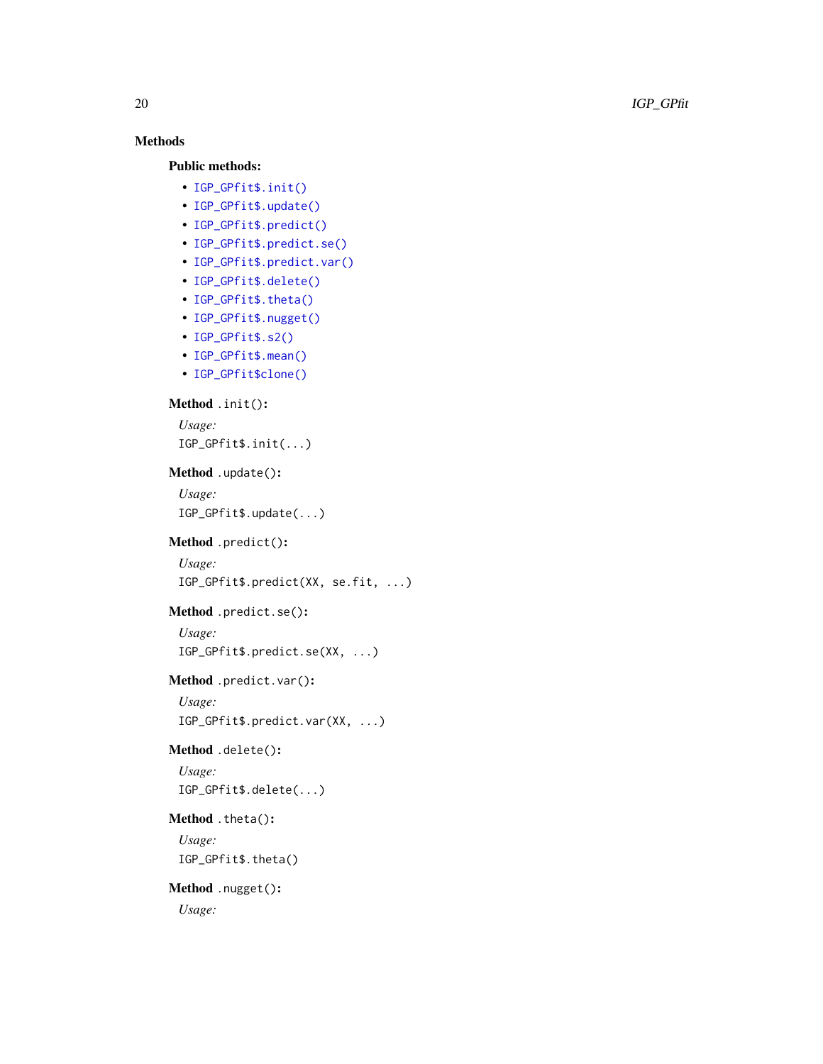## Methods

### Public methods:

- `IGP_GPfit$.init()`
- `IGP_GPfit$.update()`
- `IGP_GPfit$.predict()`
- `IGP_GPfit$.predict.se()`
- `IGP_GPfit$.predict.var()`
- `IGP_GPfit$.delete()`
- `IGP_GPfit$.theta()`
- `IGP_GPfit$.nugget()`
- `IGP_GPfit$.s2()`
- `IGP_GPfit$.mean()`
- `IGP_GPfit$clone()`

**Method** `.init()`:

*Usage:*

```
IGP_GPfit$.init(...)
```

**Method** `.update()`:

*Usage:*

```
IGP_GPfit$.update(...)
```

**Method** `.predict()`:

*Usage:*

```
IGP_GPfit$.predict(XX, se.fit, ...)
```

**Method** `.predict.se()`:

*Usage:*

```
IGP_GPfit$.predict.se(XX, ...)
```

**Method** `.predict.var()`:

*Usage:*

```
IGP_GPfit$.predict.var(XX, ...)
```

**Method** `.delete()`:

*Usage:*

```
IGP_GPfit$.delete(...)
```

**Method** `.theta()`:

*Usage:*

```
IGP_GPfit$.theta()
```

**Method** `.nugget()`:

*Usage:*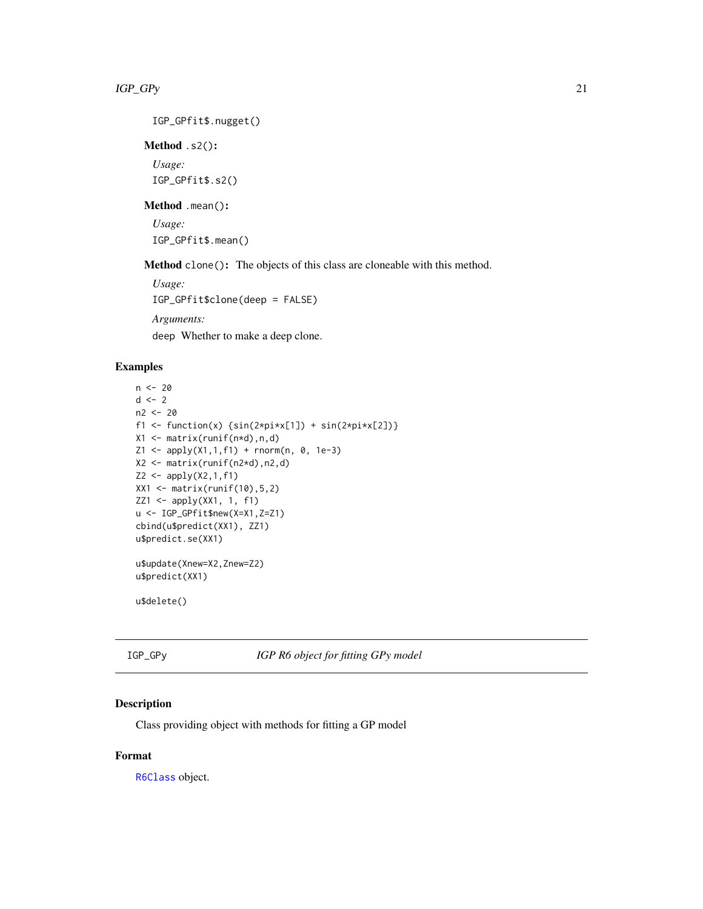```
IGP_GPfit$.nugget()
```

**Method** `.s2()`:

*Usage:*

```
IGP_GPfit$.s2()
```

**Method** `.mean()`:

*Usage:*

```
IGP_GPfit$.mean()
```

**Method** `clone()`: The objects of this class are cloneable with this method.

*Usage:*

```
IGP_GPfit$clone(deep = FALSE)
```

*Arguments:*

`deep` Whether to make a deep clone.

## Examples

```
n <- 20
d <- 2
n2 <- 20
f1 <- function(x) {sin(2*pi*x[1]) + sin(2*pi*x[2])}
X1 <- matrix(runif(n*d),n,d)
Z1 <- apply(X1,1,f1) + rnorm(n, 0, 1e-3)
X2 <- matrix(runif(n2*d),n2,d)
Z2 <- apply(X2,1,f1)
XX1 <- matrix(runif(10),5,2)
ZZ1 <- apply(XX1, 1, f1)
u <- IGP_GPfit$new(X=X1,Z=Z1)
cbind(u$predict(XX1), ZZ1)
u$predict.se(XX1)

u$update(Xnew=X2,Znew=Z2)
u$predict(XX1)

u$delete()
```

---

# IGP_GPy — *IGP R6 object for fitting GPy model*

## Description

Class providing object with methods for fitting a GP model

## Format

R6Class object.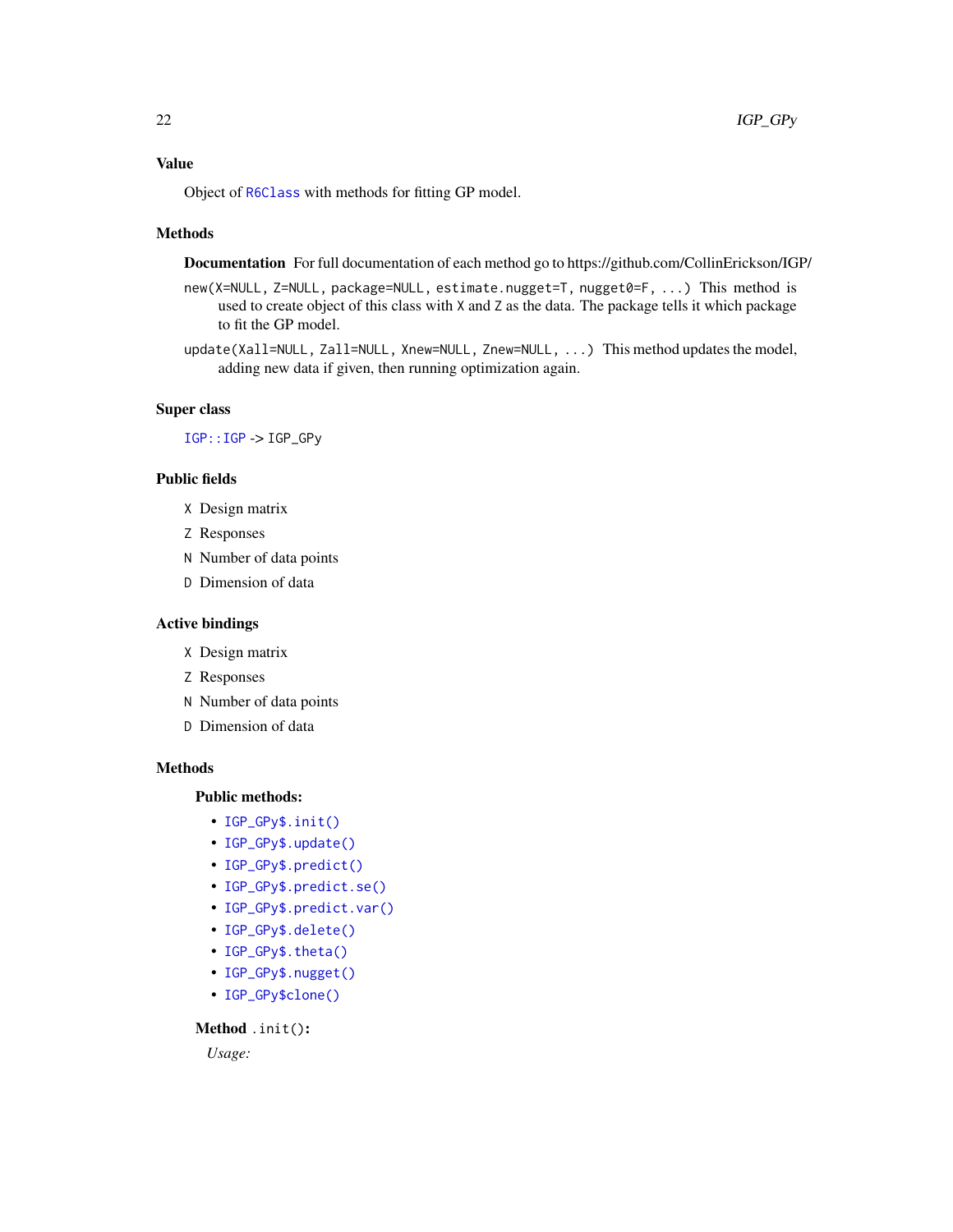### Value

Object of `R6Class` with methods for fitting GP model.

### Methods

**Documentation** For full documentation of each method go to https://github.com/CollinErickson/IGP/

`new(X=NULL, Z=NULL, package=NULL, estimate.nugget=T, nugget0=F, ...)` This method is used to create object of this class with `X` and `Z` as the data. The package tells it which package to fit the GP model.

`update(Xall=NULL, Zall=NULL, Xnew=NULL, Znew=NULL, ...)` This method updates the model, adding new data if given, then running optimization again.

### Super class

`IGP::IGP` -> `IGP_GPy`

### Public fields

`X` Design matrix

`Z` Responses

`N` Number of data points

`D` Dimension of data

### Active bindings

`X` Design matrix

`Z` Responses

`N` Number of data points

`D` Dimension of data

### Methods

#### Public methods:

- `IGP_GPy$.init()`
- `IGP_GPy$.update()`
- `IGP_GPy$.predict()`
- `IGP_GPy$.predict.se()`
- `IGP_GPy$.predict.var()`
- `IGP_GPy$.delete()`
- `IGP_GPy$.theta()`
- `IGP_GPy$.nugget()`
- `IGP_GPy$clone()`

**Method** `.init()`:

*Usage:*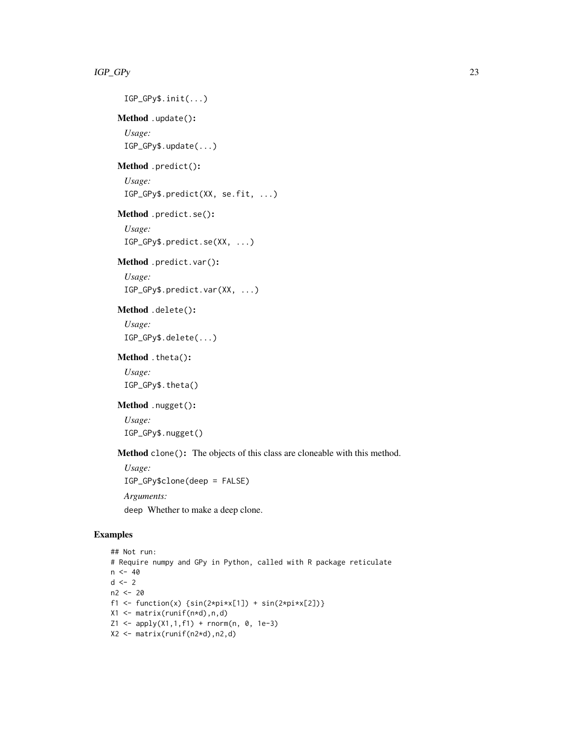```
IGP_GPy$.init(...)
```

**Method** `.update()`:

*Usage:*

```
IGP_GPy$.update(...)
```

**Method** `.predict()`:

*Usage:*

```
IGP_GPy$.predict(XX, se.fit, ...)
```

**Method** `.predict.se()`:

*Usage:*

```
IGP_GPy$.predict.se(XX, ...)
```

**Method** `.predict.var()`:

*Usage:*

```
IGP_GPy$.predict.var(XX, ...)
```

**Method** `.delete()`:

*Usage:*

```
IGP_GPy$.delete(...)
```

**Method** `.theta()`:

*Usage:*

```
IGP_GPy$.theta()
```

**Method** `.nugget()`:

*Usage:*

```
IGP_GPy$.nugget()
```

**Method** `clone()`: The objects of this class are cloneable with this method.

*Usage:*

```
IGP_GPy$clone(deep = FALSE)
```

*Arguments:*

`deep` Whether to make a deep clone.

## Examples

```
## Not run:
# Require numpy and GPy in Python, called with R package reticulate
n <- 40
d <- 2
n2 <- 20
f1 <- function(x) {sin(2*pi*x[1]) + sin(2*pi*x[2])}
X1 <- matrix(runif(n*d),n,d)
Z1 <- apply(X1,1,f1) + rnorm(n, 0, 1e-3)
X2 <- matrix(runif(n2*d),n2,d)
```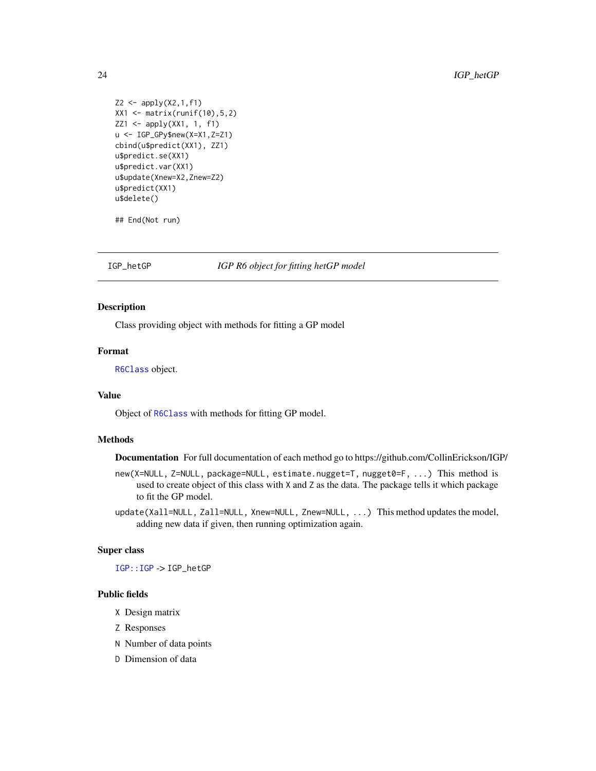```
Z2 <- apply(X2,1,f1)
XX1 <- matrix(runif(10),5,2)
ZZ1 <- apply(XX1, 1, f1)
u <- IGP_GPy$new(X=X1,Z=Z1)
cbind(u$predict(XX1), ZZ1)
u$predict.se(XX1)
u$predict.var(XX1)
u$update(Xnew=X2,Znew=Z2)
u$predict(XX1)
u$delete()

## End(Not run)
```

---

IGP_hetGP — *IGP R6 object for fitting hetGP model*

---

## Description

Class providing object with methods for fitting a GP model

## Format

R6Class object.

## Value

Object of R6Class with methods for fitting GP model.

## Methods

**Documentation** For full documentation of each method go to https://github.com/CollinErickson/IGP/

`new(X=NULL, Z=NULL, package=NULL, estimate.nugget=T, nugget0=F, ...)` This method is used to create object of this class with X and Z as the data. The package tells it which package to fit the GP model.

`update(Xall=NULL, Zall=NULL, Xnew=NULL, Znew=NULL, ...)` This method updates the model, adding new data if given, then running optimization again.

## Super class

IGP::IGP -> IGP_hetGP

## Public fields

- X Design matrix
- Z Responses
- N Number of data points
- D Dimension of data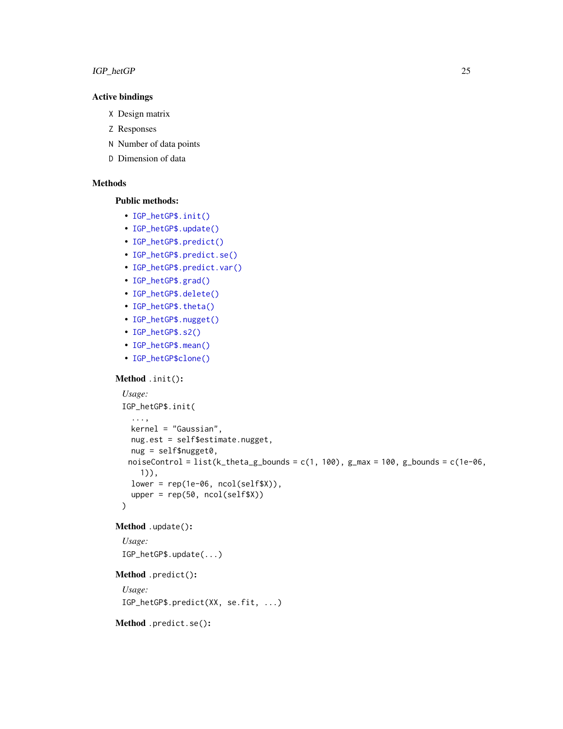### Active bindings

`X` Design matrix

`Z` Responses

`N` Number of data points

`D` Dimension of data

### Methods

#### Public methods:

- `IGP_hetGP$.init()`
- `IGP_hetGP$.update()`
- `IGP_hetGP$.predict()`
- `IGP_hetGP$.predict.se()`
- `IGP_hetGP$.predict.var()`
- `IGP_hetGP$.grad()`
- `IGP_hetGP$.delete()`
- `IGP_hetGP$.theta()`
- `IGP_hetGP$.nugget()`
- `IGP_hetGP$.s2()`
- `IGP_hetGP$.mean()`
- `IGP_hetGP$clone()`

**Method** `.init()`:

*Usage:*

```
IGP_hetGP$.init(
  ...,
  kernel = "Gaussian",
  nug.est = self$estimate.nugget,
  nug = self$nugget0,
 noiseControl = list(k_theta_g_bounds = c(1, 100), g_max = 100, g_bounds = c(1e-06,
    1)),
  lower = rep(1e-06, ncol(self$X)),
  upper = rep(50, ncol(self$X))
)
```

**Method** `.update()`:

*Usage:*

```
IGP_hetGP$.update(...)
```

**Method** `.predict()`:

*Usage:*

```
IGP_hetGP$.predict(XX, se.fit, ...)
```

**Method** `.predict.se()`: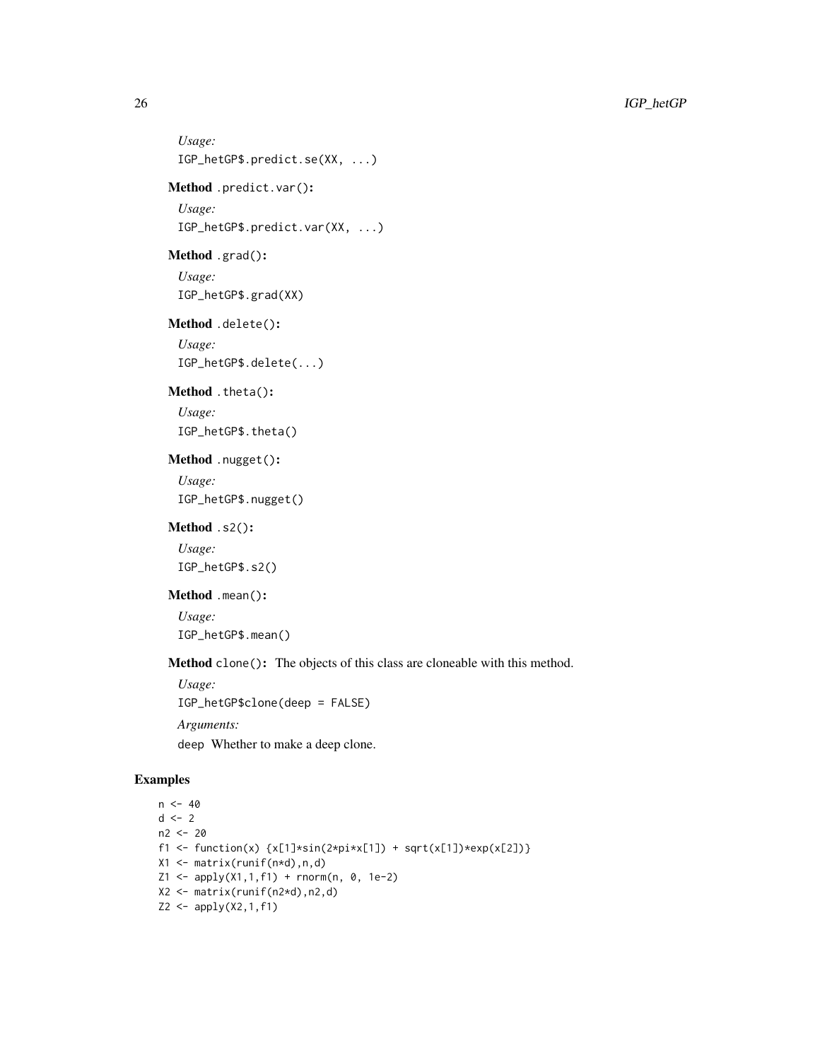*Usage:*

```
IGP_hetGP$.predict.se(XX, ...)
```

**Method** `.predict.var()`**:**

*Usage:*

```
IGP_hetGP$.predict.var(XX, ...)
```

**Method** `.grad()`**:**

*Usage:*

```
IGP_hetGP$.grad(XX)
```

**Method** `.delete()`**:**

*Usage:*

```
IGP_hetGP$.delete(...)
```

**Method** `.theta()`**:**

*Usage:*

```
IGP_hetGP$.theta()
```

**Method** `.nugget()`**:**

*Usage:*

```
IGP_hetGP$.nugget()
```

**Method** `.s2()`**:**

*Usage:*

```
IGP_hetGP$.s2()
```

**Method** `.mean()`**:**

*Usage:*

```
IGP_hetGP$.mean()
```

**Method** `clone()`**:** The objects of this class are cloneable with this method.

*Usage:*

```
IGP_hetGP$clone(deep = FALSE)
```

*Arguments:*

`deep` Whether to make a deep clone.

## Examples

```
n <- 40
d <- 2
n2 <- 20
f1 <- function(x) {x[1]*sin(2*pi*x[1]) + sqrt(x[1])*exp(x[2])}
X1 <- matrix(runif(n*d),n,d)
Z1 <- apply(X1,1,f1) + rnorm(n, 0, 1e-2)
X2 <- matrix(runif(n2*d),n2,d)
Z2 <- apply(X2,1,f1)
```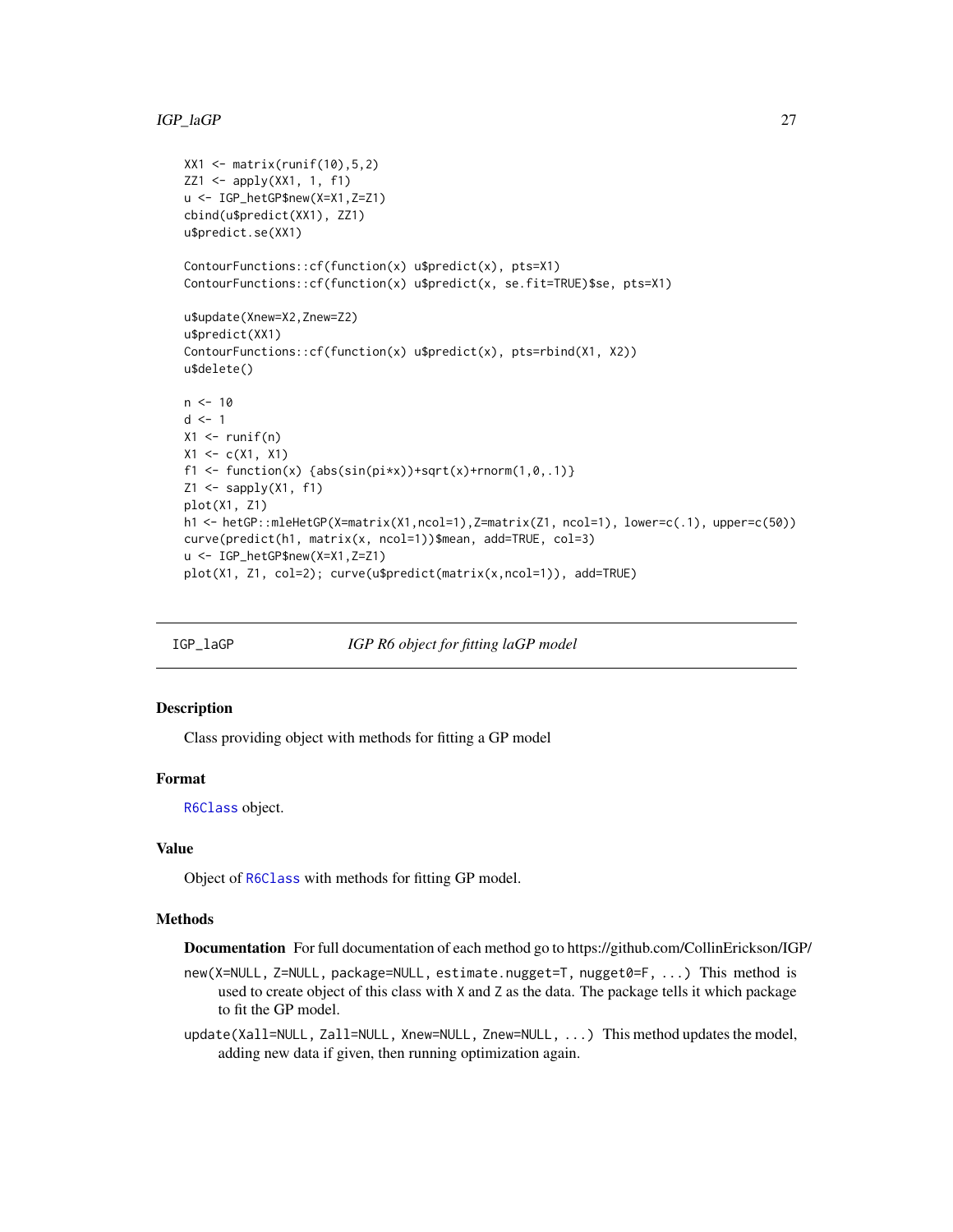```
XX1 <- matrix(runif(10),5,2)
ZZ1 <- apply(XX1, 1, f1)
u <- IGP_hetGP$new(X=X1,Z=Z1)
cbind(u$predict(XX1), ZZ1)
u$predict.se(XX1)

ContourFunctions::cf(function(x) u$predict(x), pts=X1)
ContourFunctions::cf(function(x) u$predict(x, se.fit=TRUE)$se, pts=X1)

u$update(Xnew=X2,Znew=Z2)
u$predict(XX1)
ContourFunctions::cf(function(x) u$predict(x), pts=rbind(X1, X2))
u$delete()

n <- 10
d <- 1
X1 <- runif(n)
X1 <- c(X1, X1)
f1 <- function(x) {abs(sin(pi*x))+sqrt(x)+rnorm(1,0,.1)}
Z1 <- sapply(X1, f1)
plot(X1, Z1)
h1 <- hetGP::mleHetGP(X=matrix(X1,ncol=1),Z=matrix(Z1, ncol=1), lower=c(.1), upper=c(50))
curve(predict(h1, matrix(x, ncol=1))$mean, add=TRUE, col=3)
u <- IGP_hetGP$new(X=X1,Z=Z1)
plot(X1, Z1, col=2); curve(u$predict(matrix(x,ncol=1)), add=TRUE)
```

## IGP_laGP — *IGP R6 object for fitting laGP model*

### Description

Class providing object with methods for fitting a GP model

### Format

R6Class object.

### Value

Object of R6Class with methods for fitting GP model.

### Methods

**Documentation** For full documentation of each method go to https://github.com/CollinErickson/IGP/

`new(X=NULL, Z=NULL, package=NULL, estimate.nugget=T, nugget0=F, ...)` This method is used to create object of this class with `X` and `Z` as the data. The package tells it which package to fit the GP model.

`update(Xall=NULL, Zall=NULL, Xnew=NULL, Znew=NULL, ...)` This method updates the model, adding new data if given, then running optimization again.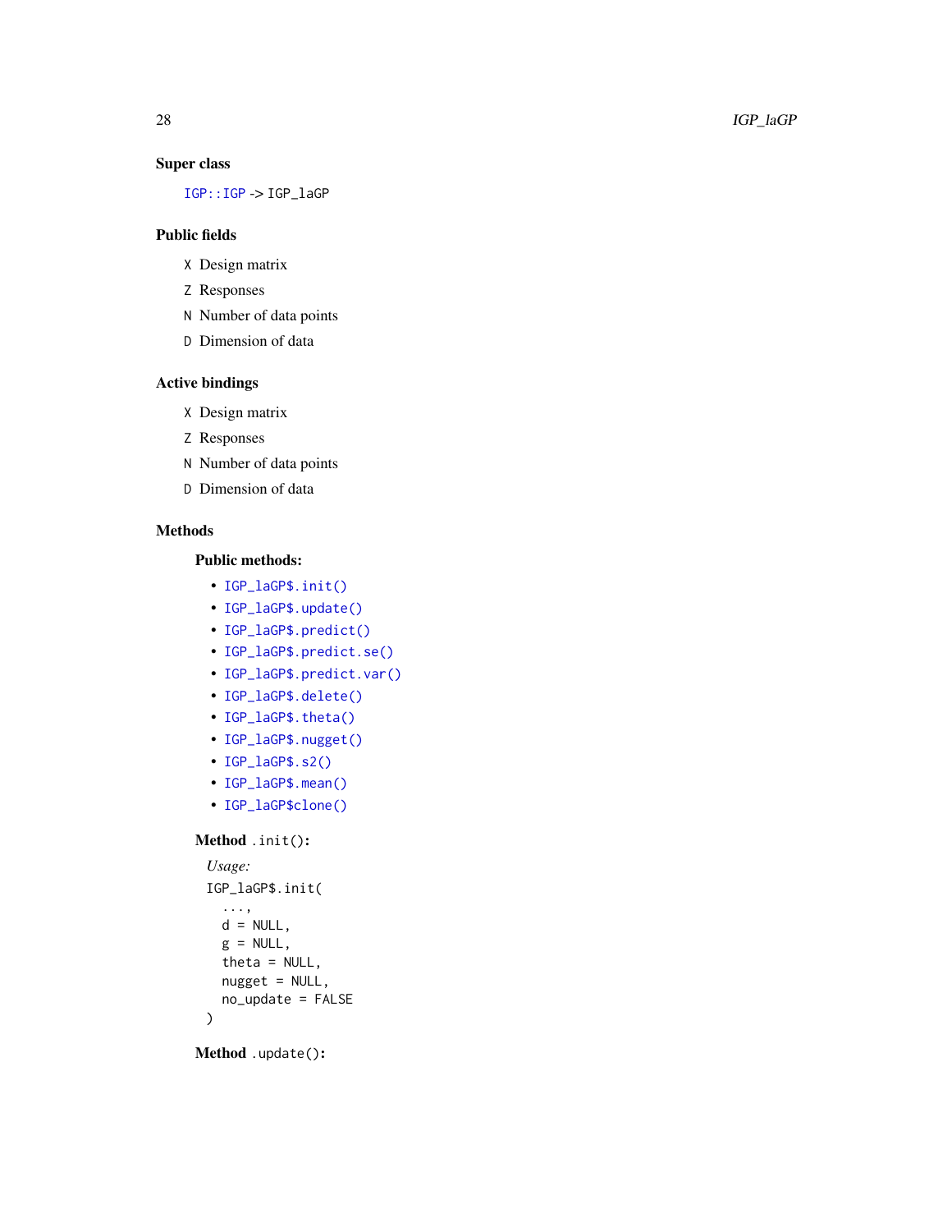### Super class

`IGP::IGP` -> IGP_laGP

### Public fields

`X` Design matrix

`Z` Responses

`N` Number of data points

`D` Dimension of data

### Active bindings

`X` Design matrix

`Z` Responses

`N` Number of data points

`D` Dimension of data

### Methods

#### Public methods:

- `IGP_laGP$.init()`
- `IGP_laGP$.update()`
- `IGP_laGP$.predict()`
- `IGP_laGP$.predict.se()`
- `IGP_laGP$.predict.var()`
- `IGP_laGP$.delete()`
- `IGP_laGP$.theta()`
- `IGP_laGP$.nugget()`
- `IGP_laGP$.s2()`
- `IGP_laGP$.mean()`
- `IGP_laGP$clone()`

**Method** `.init()`:

*Usage:*

```
IGP_laGP$.init(
  ...,
  d = NULL,
  g = NULL,
  theta = NULL,
  nugget = NULL,
  no_update = FALSE
)
```

**Method** `.update()`: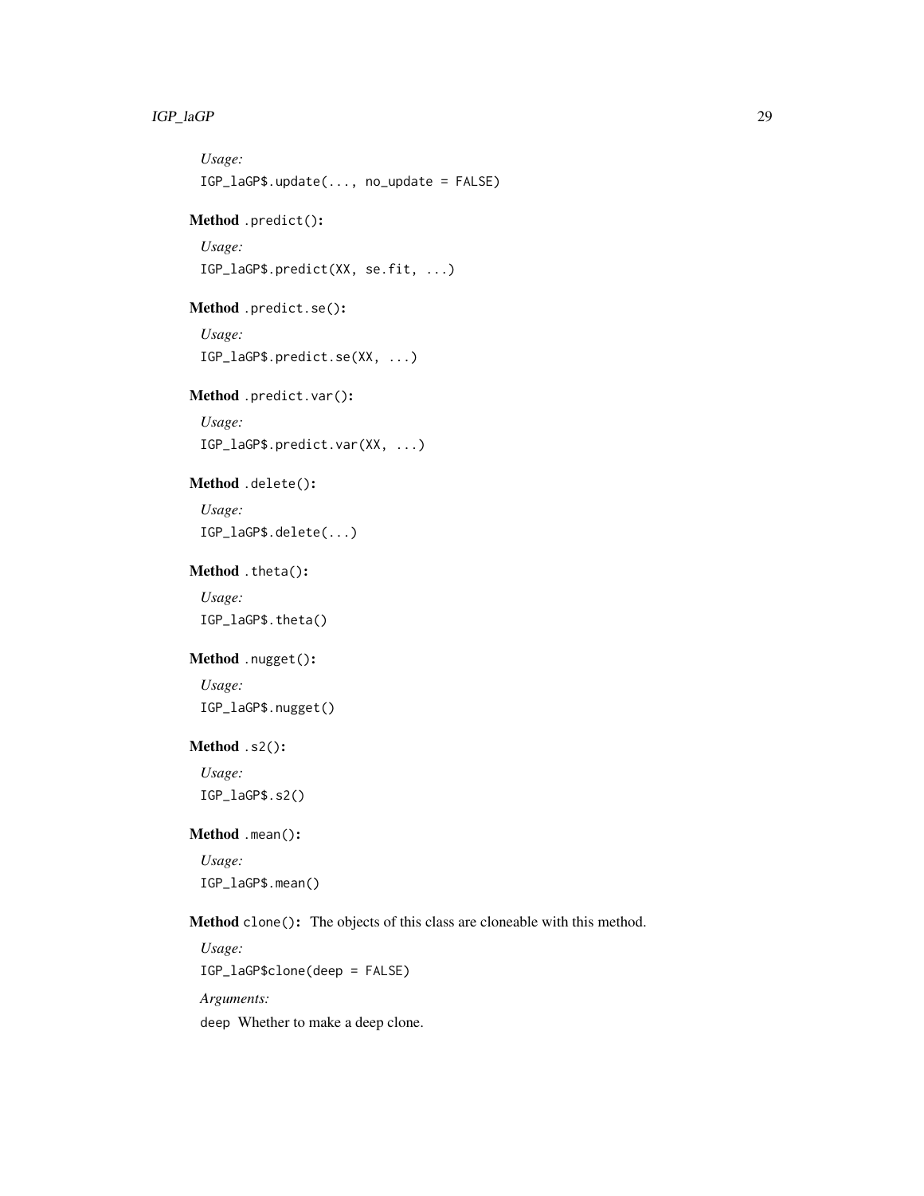*Usage:*

```
IGP_laGP$.update(..., no_update = FALSE)
```

**Method** `.predict()`**:**

*Usage:*

```
IGP_laGP$.predict(XX, se.fit, ...)
```

**Method** `.predict.se()`**:**

*Usage:*

```
IGP_laGP$.predict.se(XX, ...)
```

**Method** `.predict.var()`**:**

*Usage:*

```
IGP_laGP$.predict.var(XX, ...)
```

**Method** `.delete()`**:**

*Usage:*

```
IGP_laGP$.delete(...)
```

**Method** `.theta()`**:**

*Usage:*

```
IGP_laGP$.theta()
```

**Method** `.nugget()`**:**

*Usage:*

```
IGP_laGP$.nugget()
```

**Method** `.s2()`**:**

*Usage:*

```
IGP_laGP$.s2()
```

**Method** `.mean()`**:**

*Usage:*

```
IGP_laGP$.mean()
```

**Method** `clone()`**:** The objects of this class are cloneable with this method.

*Usage:*

```
IGP_laGP$clone(deep = FALSE)
```

*Arguments:*

`deep` Whether to make a deep clone.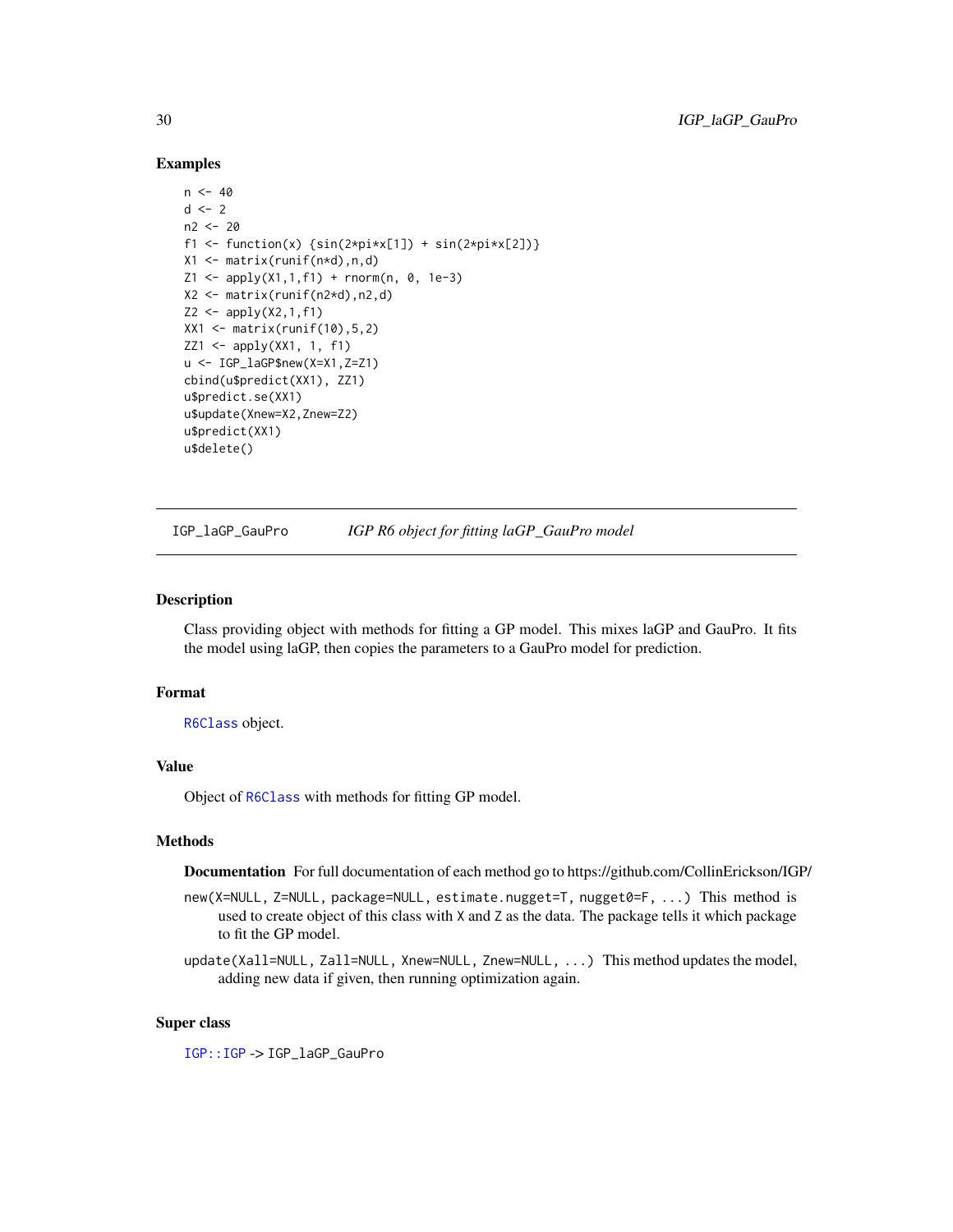## Examples

```
n <- 40
d <- 2
n2 <- 20
f1 <- function(x) {sin(2*pi*x[1]) + sin(2*pi*x[2])}
X1 <- matrix(runif(n*d),n,d)
Z1 <- apply(X1,1,f1) + rnorm(n, 0, 1e-3)
X2 <- matrix(runif(n2*d),n2,d)
Z2 <- apply(X2,1,f1)
XX1 <- matrix(runif(10),5,2)
ZZ1 <- apply(XX1, 1, f1)
u <- IGP_laGP$new(X=X1,Z=Z1)
cbind(u$predict(XX1), ZZ1)
u$predict.se(XX1)
u$update(Xnew=X2,Znew=Z2)
u$predict(XX1)
u$delete()
```

---

`IGP_laGP_GauPro` *IGP R6 object for fitting laGP_GauPro model*

---

## Description

Class providing object with methods for fitting a GP model. This mixes laGP and GauPro. It fits the model using laGP, then copies the parameters to a GauPro model for prediction.

## Format

`R6Class` object.

## Value

Object of `R6Class` with methods for fitting GP model.

## Methods

**Documentation** For full documentation of each method go to https://github.com/CollinErickson/IGP/

`new(X=NULL, Z=NULL, package=NULL, estimate.nugget=T, nugget0=F, ...)` This method is used to create object of this class with `X` and `Z` as the data. The package tells it which package to fit the GP model.

`update(Xall=NULL, Zall=NULL, Xnew=NULL, Znew=NULL, ...)` This method updates the model, adding new data if given, then running optimization again.

## Super class

`IGP::IGP` -> `IGP_laGP_GauPro`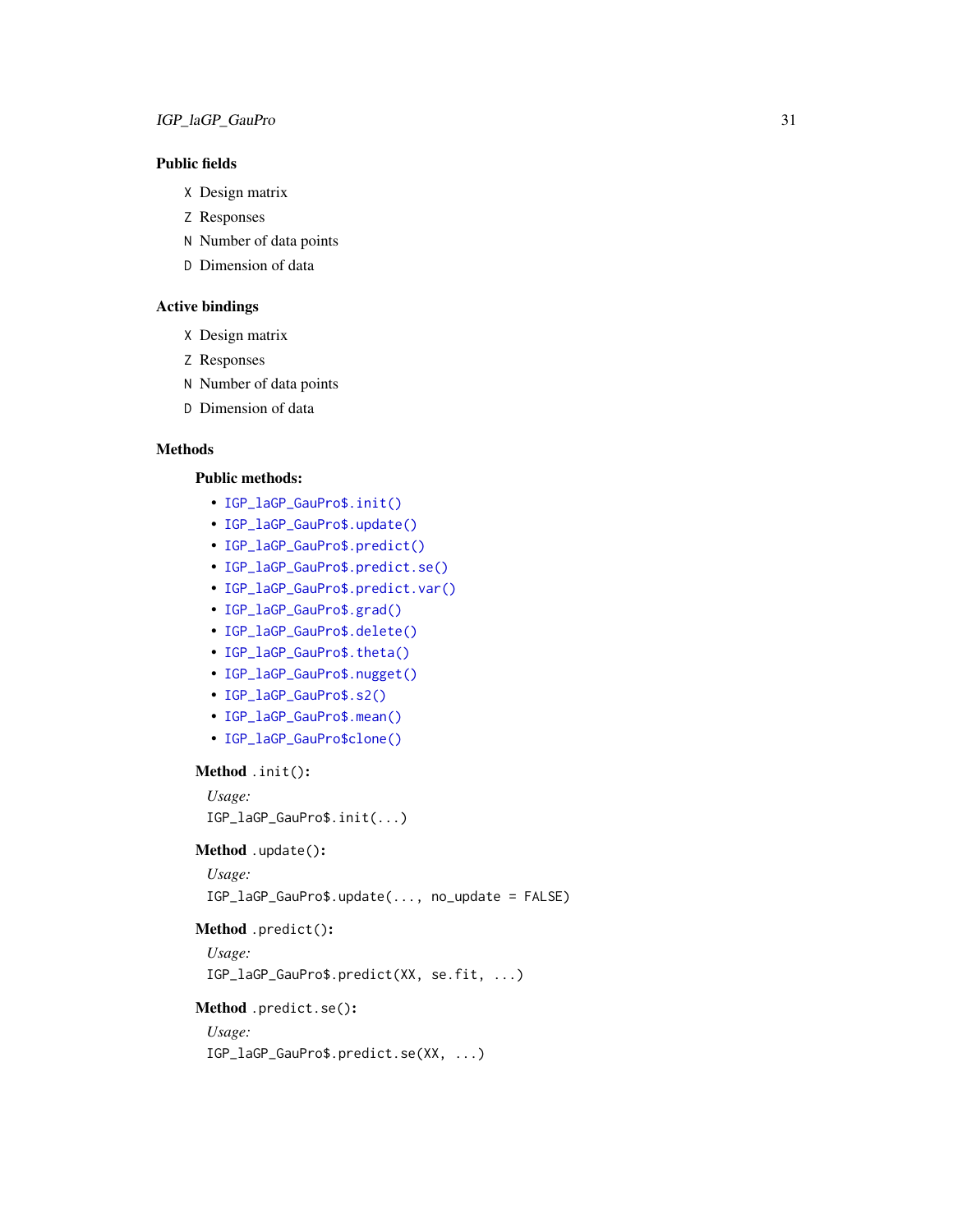### Public fields

`X` Design matrix

`Z` Responses

`N` Number of data points

`D` Dimension of data

### Active bindings

`X` Design matrix

`Z` Responses

`N` Number of data points

`D` Dimension of data

### Methods

#### Public methods:

- `IGP_laGP_GauPro$.init()`
- `IGP_laGP_GauPro$.update()`
- `IGP_laGP_GauPro$.predict()`
- `IGP_laGP_GauPro$.predict.se()`
- `IGP_laGP_GauPro$.predict.var()`
- `IGP_laGP_GauPro$.grad()`
- `IGP_laGP_GauPro$.delete()`
- `IGP_laGP_GauPro$.theta()`
- `IGP_laGP_GauPro$.nugget()`
- `IGP_laGP_GauPro$.s2()`
- `IGP_laGP_GauPro$.mean()`
- `IGP_laGP_GauPro$clone()`

**Method** `.init()`:

*Usage:*

```
IGP_laGP_GauPro$.init(...)
```

**Method** `.update()`:

*Usage:*

```
IGP_laGP_GauPro$.update(..., no_update = FALSE)
```

**Method** `.predict()`:

*Usage:*

```
IGP_laGP_GauPro$.predict(XX, se.fit, ...)
```

**Method** `.predict.se()`:

*Usage:*

```
IGP_laGP_GauPro$.predict.se(XX, ...)
```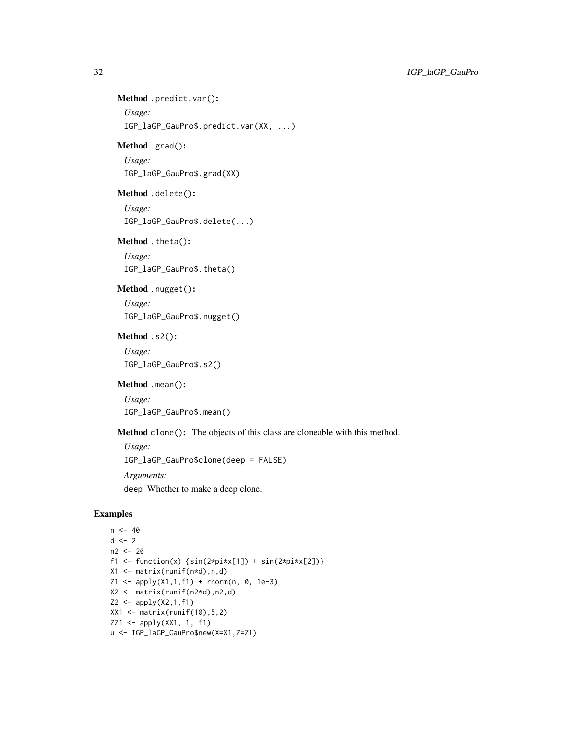**Method** `.predict.var()`:

*Usage:*

```
IGP_laGP_GauPro$.predict.var(XX, ...)
```

**Method** `.grad()`:

*Usage:*

```
IGP_laGP_GauPro$.grad(XX)
```

**Method** `.delete()`:

*Usage:*

```
IGP_laGP_GauPro$.delete(...)
```

**Method** `.theta()`:

*Usage:*

```
IGP_laGP_GauPro$.theta()
```

**Method** `.nugget()`:

*Usage:*

```
IGP_laGP_GauPro$.nugget()
```

**Method** `.s2()`:

*Usage:*

```
IGP_laGP_GauPro$.s2()
```

**Method** `.mean()`:

*Usage:*

```
IGP_laGP_GauPro$.mean()
```

**Method** `clone()`: The objects of this class are cloneable with this method.

*Usage:*

```
IGP_laGP_GauPro$clone(deep = FALSE)
```

*Arguments:*

`deep` Whether to make a deep clone.

## Examples

```
n <- 40
d <- 2
n2 <- 20
f1 <- function(x) {sin(2*pi*x[1]) + sin(2*pi*x[2])}
X1 <- matrix(runif(n*d),n,d)
Z1 <- apply(X1,1,f1) + rnorm(n, 0, 1e-3)
X2 <- matrix(runif(n2*d),n2,d)
Z2 <- apply(X2,1,f1)
XX1 <- matrix(runif(10),5,2)
ZZ1 <- apply(XX1, 1, f1)
u <- IGP_laGP_GauPro$new(X=X1,Z=Z1)
```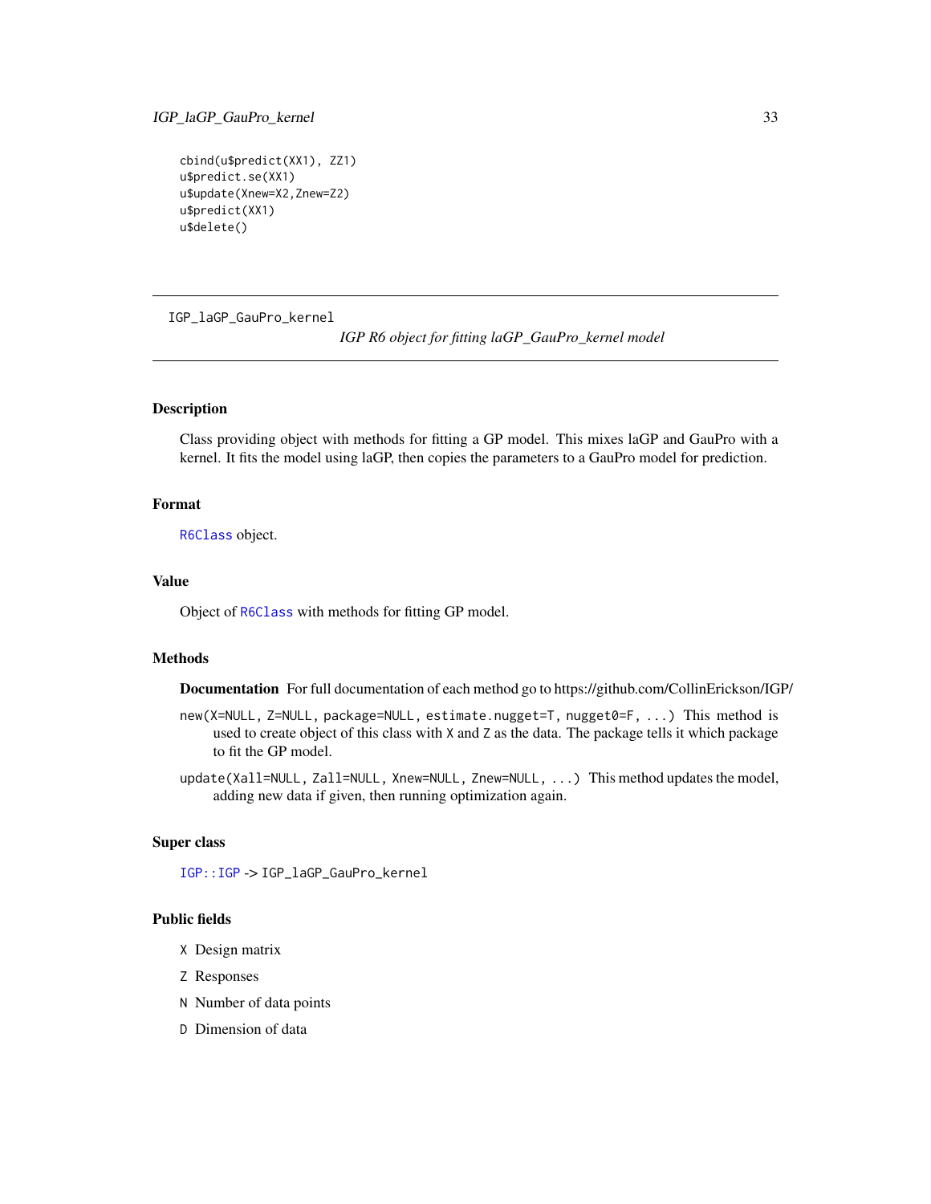```
cbind(u$predict(XX1), ZZ1)
u$predict.se(XX1)
u$update(Xnew=X2,Znew=Z2)
u$predict(XX1)
u$delete()
```

---

IGP_laGP_GauPro_kernel        *IGP R6 object for fitting laGP_GauPro_kernel model*

---

## Description

Class providing object with methods for fitting a GP model. This mixes laGP and GauPro with a kernel. It fits the model using laGP, then copies the parameters to a GauPro model for prediction.

## Format

`R6Class` object.

## Value

Object of `R6Class` with methods for fitting GP model.

## Methods

**Documentation** For full documentation of each method go to https://github.com/CollinErickson/IGP/

`new(X=NULL, Z=NULL, package=NULL, estimate.nugget=T, nugget0=F, ...)` This method is used to create object of this class with `X` and `Z` as the data. The package tells it which package to fit the GP model.

`update(Xall=NULL, Zall=NULL, Xnew=NULL, Znew=NULL, ...)` This method updates the model, adding new data if given, then running optimization again.

## Super class

`IGP::IGP` -> `IGP_laGP_GauPro_kernel`

## Public fields

`X` Design matrix

`Z` Responses

`N` Number of data points

`D` Dimension of data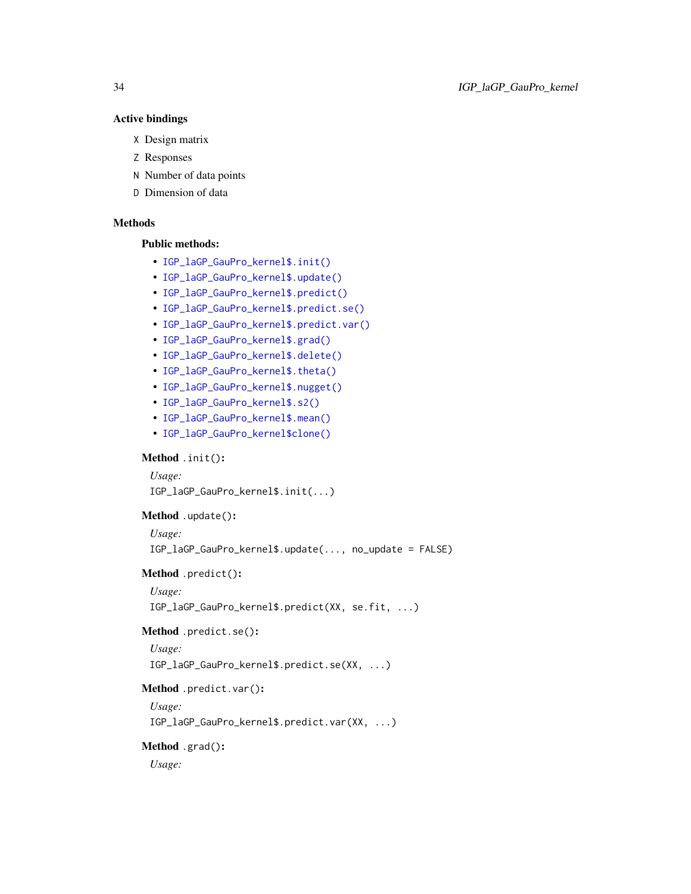### Active bindings

`X` Design matrix

`Z` Responses

`N` Number of data points

`D` Dimension of data

### Methods

#### Public methods:

- `IGP_laGP_GauPro_kernel$.init()`
- `IGP_laGP_GauPro_kernel$.update()`
- `IGP_laGP_GauPro_kernel$.predict()`
- `IGP_laGP_GauPro_kernel$.predict.se()`
- `IGP_laGP_GauPro_kernel$.predict.var()`
- `IGP_laGP_GauPro_kernel$.grad()`
- `IGP_laGP_GauPro_kernel$.delete()`
- `IGP_laGP_GauPro_kernel$.theta()`
- `IGP_laGP_GauPro_kernel$.nugget()`
- `IGP_laGP_GauPro_kernel$.s2()`
- `IGP_laGP_GauPro_kernel$.mean()`
- `IGP_laGP_GauPro_kernel$clone()`

**Method** `.init()`:

*Usage:*

```
IGP_laGP_GauPro_kernel$.init(...)
```

**Method** `.update()`:

*Usage:*

```
IGP_laGP_GauPro_kernel$.update(..., no_update = FALSE)
```

**Method** `.predict()`:

*Usage:*

```
IGP_laGP_GauPro_kernel$.predict(XX, se.fit, ...)
```

**Method** `.predict.se()`:

*Usage:*

```
IGP_laGP_GauPro_kernel$.predict.se(XX, ...)
```

**Method** `.predict.var()`:

*Usage:*

```
IGP_laGP_GauPro_kernel$.predict.var(XX, ...)
```

**Method** `.grad()`:

*Usage:*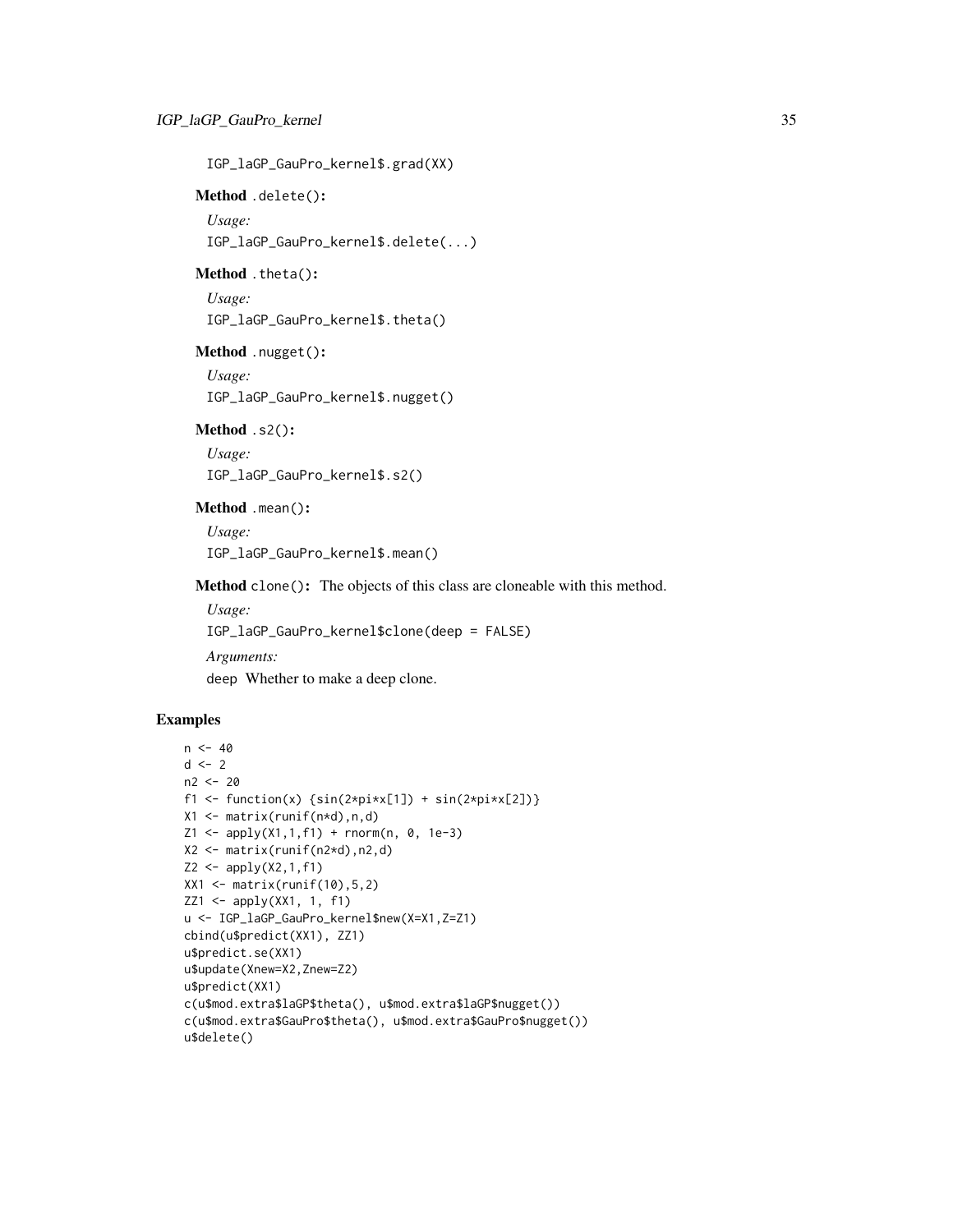```
IGP_laGP_GauPro_kernel$.grad(XX)
```

**Method** `.delete()`**:**

*Usage:*

```
IGP_laGP_GauPro_kernel$.delete(...)
```

**Method** `.theta()`**:**

*Usage:*

```
IGP_laGP_GauPro_kernel$.theta()
```

**Method** `.nugget()`**:**

*Usage:*

```
IGP_laGP_GauPro_kernel$.nugget()
```

**Method** `.s2()`**:**

*Usage:*

```
IGP_laGP_GauPro_kernel$.s2()
```

**Method** `.mean()`**:**

*Usage:*

```
IGP_laGP_GauPro_kernel$.mean()
```

**Method** `clone()`**:** The objects of this class are cloneable with this method.

*Usage:*

```
IGP_laGP_GauPro_kernel$clone(deep = FALSE)
```

*Arguments:*

`deep` Whether to make a deep clone.

## Examples

```
n <- 40
d <- 2
n2 <- 20
f1 <- function(x) {sin(2*pi*x[1]) + sin(2*pi*x[2])}
X1 <- matrix(runif(n*d),n,d)
Z1 <- apply(X1,1,f1) + rnorm(n, 0, 1e-3)
X2 <- matrix(runif(n2*d),n2,d)
Z2 <- apply(X2,1,f1)
XX1 <- matrix(runif(10),5,2)
ZZ1 <- apply(XX1, 1, f1)
u <- IGP_laGP_GauPro_kernel$new(X=X1,Z=Z1)
cbind(u$predict(XX1), ZZ1)
u$predict.se(XX1)
u$update(Xnew=X2,Znew=Z2)
u$predict(XX1)
c(u$mod.extra$laGP$theta(), u$mod.extra$laGP$nugget())
c(u$mod.extra$GauPro$theta(), u$mod.extra$GauPro$nugget())
u$delete()
```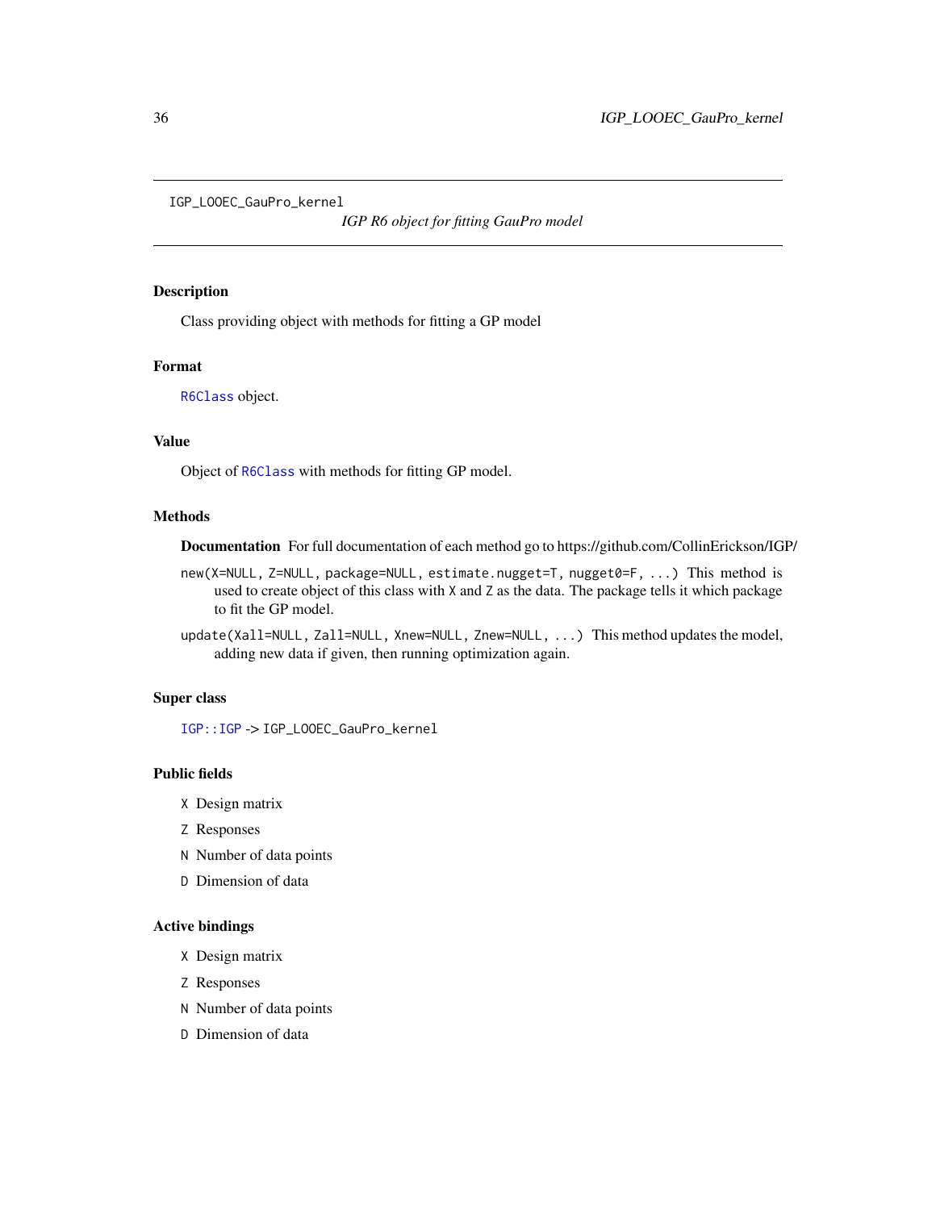`IGP_LOOEC_GauPro_kernel` *IGP R6 object for fitting GauPro model*

## Description

Class providing object with methods for fitting a GP model

## Format

`R6Class` object.

## Value

Object of `R6Class` with methods for fitting GP model.

## Methods

**Documentation** For full documentation of each method go to https://github.com/CollinErickson/IGP/

`new(X=NULL, Z=NULL, package=NULL, estimate.nugget=T, nugget0=F, ...)` This method is used to create object of this class with `X` and `Z` as the data. The package tells it which package to fit the GP model.

`update(Xall=NULL, Zall=NULL, Xnew=NULL, Znew=NULL, ...)` This method updates the model, adding new data if given, then running optimization again.

## Super class

`IGP::IGP` -> `IGP_LOOEC_GauPro_kernel`

## Public fields

`X` Design matrix

`Z` Responses

`N` Number of data points

`D` Dimension of data

## Active bindings

`X` Design matrix

`Z` Responses

`N` Number of data points

`D` Dimension of data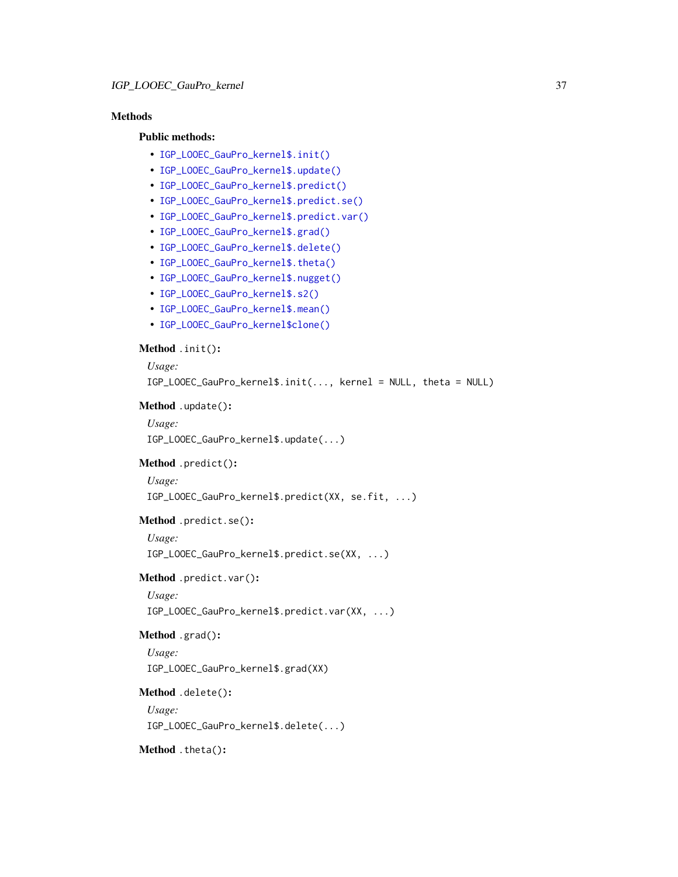## Methods

### Public methods:

- IGP_LOOEC_GauPro_kernel$.init()
- IGP_LOOEC_GauPro_kernel$.update()
- IGP_LOOEC_GauPro_kernel$.predict()
- IGP_LOOEC_GauPro_kernel$.predict.se()
- IGP_LOOEC_GauPro_kernel$.predict.var()
- IGP_LOOEC_GauPro_kernel$.grad()
- IGP_LOOEC_GauPro_kernel$.delete()
- IGP_LOOEC_GauPro_kernel$.theta()
- IGP_LOOEC_GauPro_kernel$.nugget()
- IGP_LOOEC_GauPro_kernel$.s2()
- IGP_LOOEC_GauPro_kernel$.mean()
- IGP_LOOEC_GauPro_kernel$clone()

**Method** `.init()`:

*Usage:*

```
IGP_LOOEC_GauPro_kernel$.init(..., kernel = NULL, theta = NULL)
```

**Method** `.update()`:

*Usage:*

```
IGP_LOOEC_GauPro_kernel$.update(...)
```

**Method** `.predict()`:

*Usage:*

```
IGP_LOOEC_GauPro_kernel$.predict(XX, se.fit, ...)
```

**Method** `.predict.se()`:

*Usage:*

```
IGP_LOOEC_GauPro_kernel$.predict.se(XX, ...)
```

**Method** `.predict.var()`:

*Usage:*

```
IGP_LOOEC_GauPro_kernel$.predict.var(XX, ...)
```

**Method** `.grad()`:

*Usage:*

```
IGP_LOOEC_GauPro_kernel$.grad(XX)
```

**Method** `.delete()`:

*Usage:*

```
IGP_LOOEC_GauPro_kernel$.delete(...)
```

**Method** `.theta()`: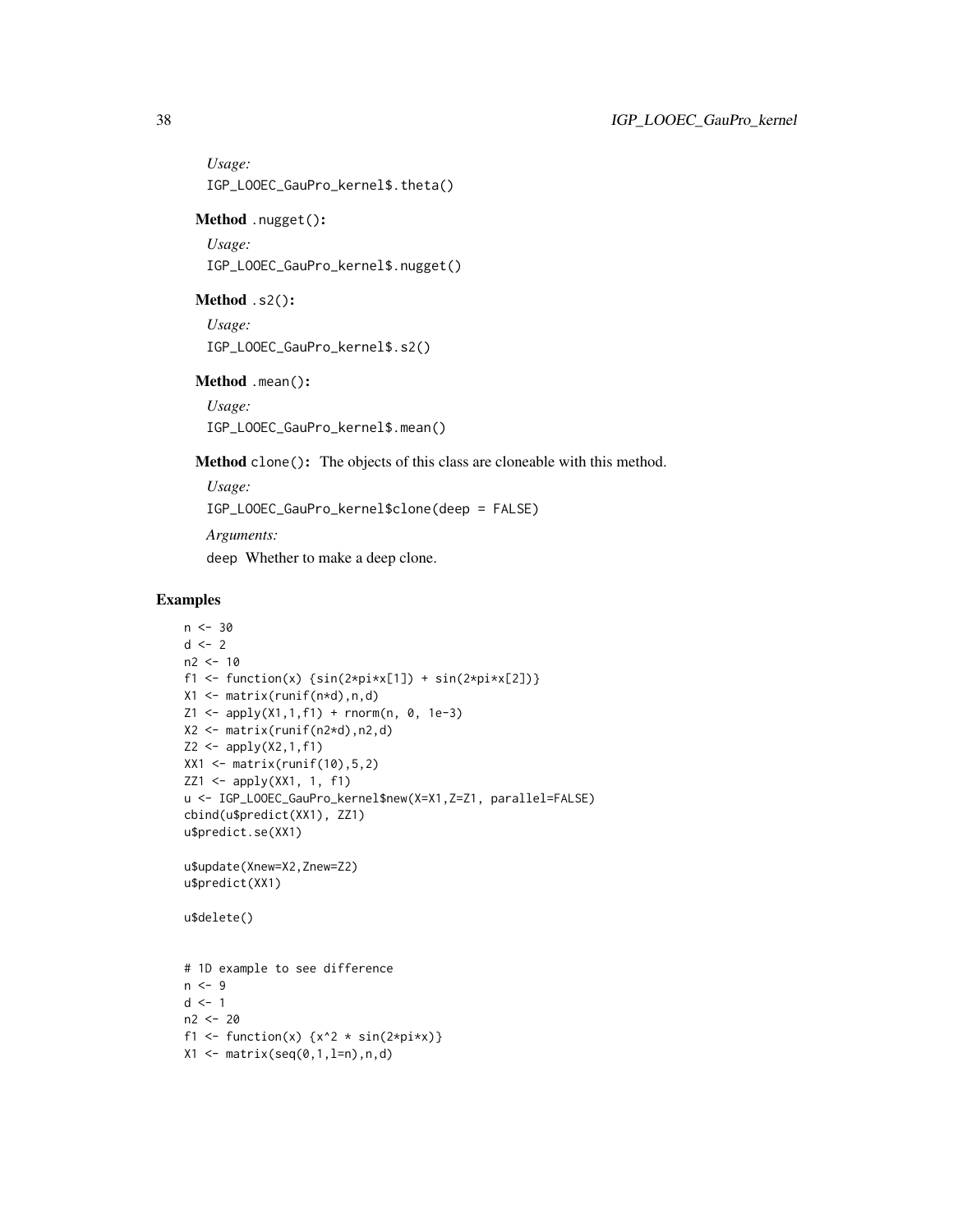*Usage:*

```
IGP_LOOEC_GauPro_kernel$.theta()
```

**Method** `.nugget()`**:**

*Usage:*

```
IGP_LOOEC_GauPro_kernel$.nugget()
```

**Method** `.s2()`**:**

*Usage:*

```
IGP_LOOEC_GauPro_kernel$.s2()
```

**Method** `.mean()`**:**

*Usage:*

```
IGP_LOOEC_GauPro_kernel$.mean()
```

**Method** `clone()`**:** The objects of this class are cloneable with this method.

*Usage:*

```
IGP_LOOEC_GauPro_kernel$clone(deep = FALSE)
```

*Arguments:*

`deep` Whether to make a deep clone.

## Examples

```
n <- 30
d <- 2
n2 <- 10
f1 <- function(x) {sin(2*pi*x[1]) + sin(2*pi*x[2])}
X1 <- matrix(runif(n*d),n,d)
Z1 <- apply(X1,1,f1) + rnorm(n, 0, 1e-3)
X2 <- matrix(runif(n2*d),n2,d)
Z2 <- apply(X2,1,f1)
XX1 <- matrix(runif(10),5,2)
ZZ1 <- apply(XX1, 1, f1)
u <- IGP_LOOEC_GauPro_kernel$new(X=X1,Z=Z1, parallel=FALSE)
cbind(u$predict(XX1), ZZ1)
u$predict.se(XX1)

u$update(Xnew=X2,Znew=Z2)
u$predict(XX1)

u$delete()


# 1D example to see difference
n <- 9
d <- 1
n2 <- 20
f1 <- function(x) {x^2 * sin(2*pi*x)}
X1 <- matrix(seq(0,1,l=n),n,d)
```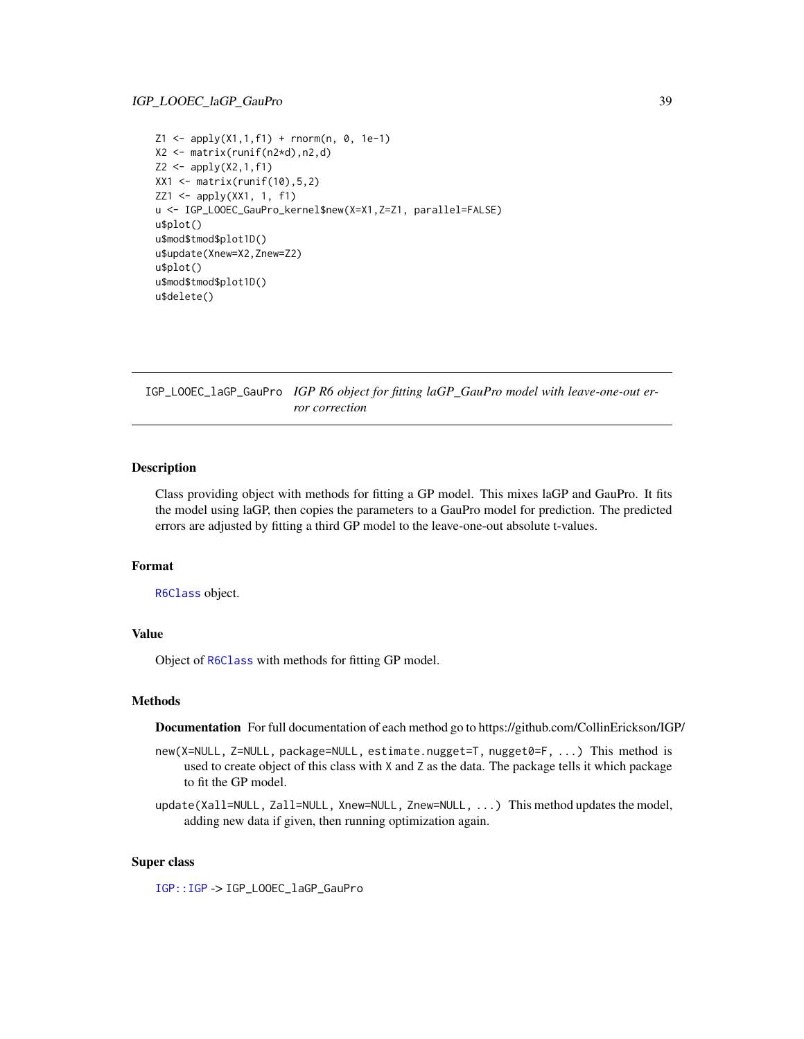```
Z1 <- apply(X1,1,f1) + rnorm(n, 0, 1e-1)
X2 <- matrix(runif(n2*d),n2,d)
Z2 <- apply(X2,1,f1)
XX1 <- matrix(runif(10),5,2)
ZZ1 <- apply(XX1, 1, f1)
u <- IGP_LOOEC_GauPro_kernel$new(X=X1,Z=Z1, parallel=FALSE)
u$plot()
u$mod$tmod$plot1D()
u$update(Xnew=X2,Znew=Z2)
u$plot()
u$mod$tmod$plot1D()
u$delete()
```

---

## IGP_LOOEC_laGP_GauPro — *IGP R6 object for fitting laGP_GauPro model with leave-one-out error correction*

---

### Description

Class providing object with methods for fitting a GP model. This mixes laGP and GauPro. It fits the model using laGP, then copies the parameters to a GauPro model for prediction. The predicted errors are adjusted by fitting a third GP model to the leave-one-out absolute t-values.

### Format

`R6Class` object.

### Value

Object of `R6Class` with methods for fitting GP model.

### Methods

**Documentation** For full documentation of each method go to https://github.com/CollinErickson/IGP/

`new(X=NULL, Z=NULL, package=NULL, estimate.nugget=T, nugget0=F, ...)` This method is used to create object of this class with `X` and `Z` as the data. The package tells it which package to fit the GP model.

`update(Xall=NULL, Zall=NULL, Xnew=NULL, Znew=NULL, ...)` This method updates the model, adding new data if given, then running optimization again.

### Super class

`IGP::IGP` -> `IGP_LOOEC_laGP_GauPro`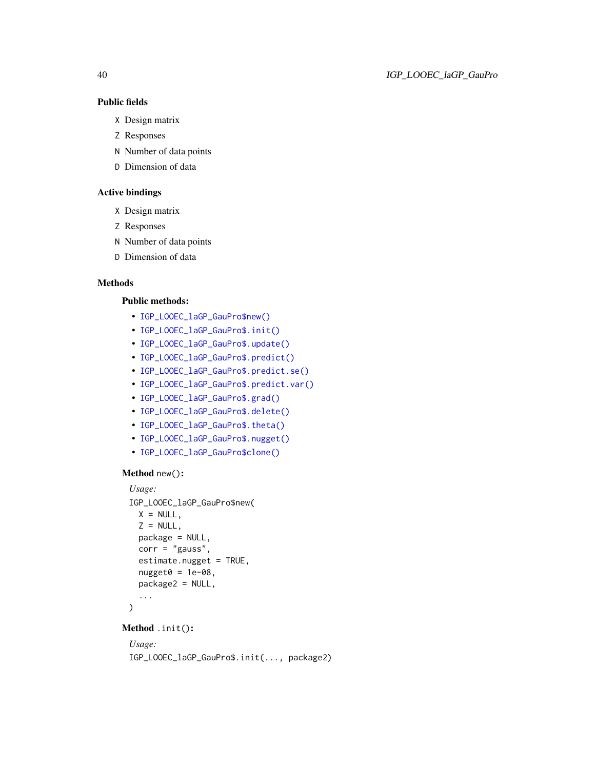### Public fields

X Design matrix

Z Responses

N Number of data points

D Dimension of data

### Active bindings

X Design matrix

Z Responses

N Number of data points

D Dimension of data

### Methods

#### Public methods:

- `IGP_LOOEC_laGP_GauPro$new()`
- `IGP_LOOEC_laGP_GauPro$.init()`
- `IGP_LOOEC_laGP_GauPro$.update()`
- `IGP_LOOEC_laGP_GauPro$.predict()`
- `IGP_LOOEC_laGP_GauPro$.predict.se()`
- `IGP_LOOEC_laGP_GauPro$.predict.var()`
- `IGP_LOOEC_laGP_GauPro$.grad()`
- `IGP_LOOEC_laGP_GauPro$.delete()`
- `IGP_LOOEC_laGP_GauPro$.theta()`
- `IGP_LOOEC_laGP_GauPro$.nugget()`
- `IGP_LOOEC_laGP_GauPro$clone()`

**Method** `new()`:

*Usage:*

```
IGP_LOOEC_laGP_GauPro$new(
  X = NULL,
  Z = NULL,
  package = NULL,
  corr = "gauss",
  estimate.nugget = TRUE,
  nugget0 = 1e-08,
  package2 = NULL,
  ...
)
```

**Method** `.init()`:

*Usage:*

```
IGP_LOOEC_laGP_GauPro$.init(..., package2)
```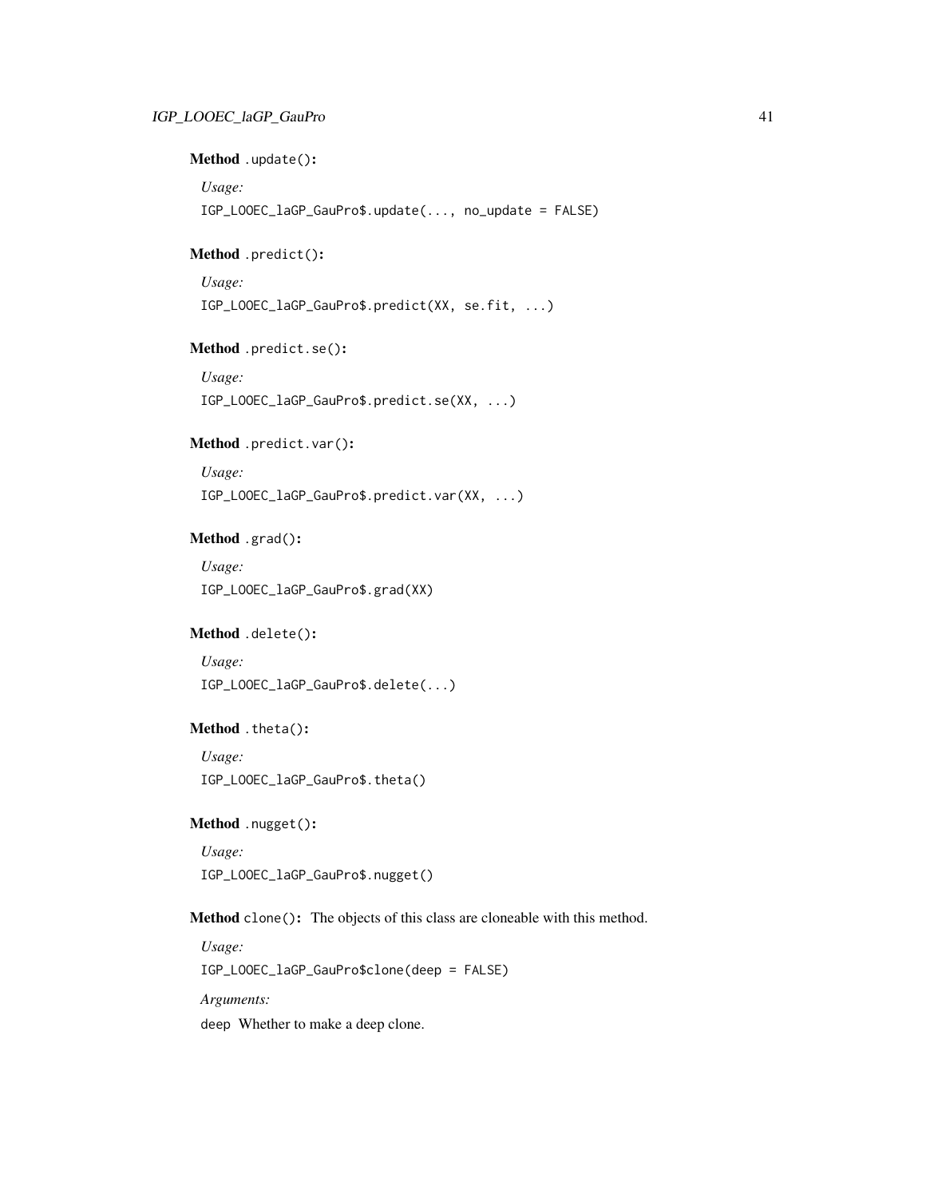**Method** `.update()`:

*Usage:*

```
IGP_LOOEC_laGP_GauPro$.update(..., no_update = FALSE)
```

**Method** `.predict()`:

*Usage:*

```
IGP_LOOEC_laGP_GauPro$.predict(XX, se.fit, ...)
```

**Method** `.predict.se()`:

*Usage:*

```
IGP_LOOEC_laGP_GauPro$.predict.se(XX, ...)
```

**Method** `.predict.var()`:

*Usage:*

```
IGP_LOOEC_laGP_GauPro$.predict.var(XX, ...)
```

**Method** `.grad()`:

*Usage:*

```
IGP_LOOEC_laGP_GauPro$.grad(XX)
```

**Method** `.delete()`:

*Usage:*

```
IGP_LOOEC_laGP_GauPro$.delete(...)
```

**Method** `.theta()`:

*Usage:*

```
IGP_LOOEC_laGP_GauPro$.theta()
```

**Method** `.nugget()`:

*Usage:*

```
IGP_LOOEC_laGP_GauPro$.nugget()
```

**Method** `clone()`: The objects of this class are cloneable with this method.

*Usage:*

```
IGP_LOOEC_laGP_GauPro$clone(deep = FALSE)
```

*Arguments:*

`deep` Whether to make a deep clone.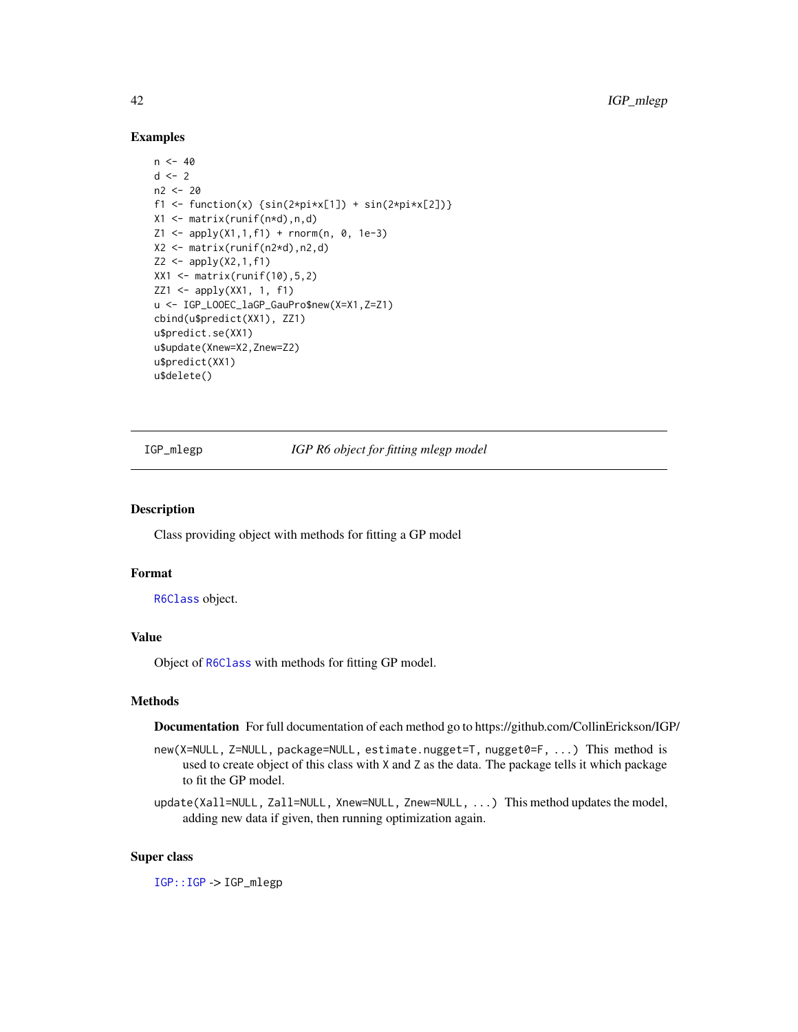## Examples

```
n <- 40
d <- 2
n2 <- 20
f1 <- function(x) {sin(2*pi*x[1]) + sin(2*pi*x[2])}
X1 <- matrix(runif(n*d),n,d)
Z1 <- apply(X1,1,f1) + rnorm(n, 0, 1e-3)
X2 <- matrix(runif(n2*d),n2,d)
Z2 <- apply(X2,1,f1)
XX1 <- matrix(runif(10),5,2)
ZZ1 <- apply(XX1, 1, f1)
u <- IGP_LOOEC_laGP_GauPro$new(X=X1,Z=Z1)
cbind(u$predict(XX1), ZZ1)
u$predict.se(XX1)
u$update(Xnew=X2,Znew=Z2)
u$predict(XX1)
u$delete()
```

---

IGP_mlegp *IGP R6 object for fitting mlegp model*

---

## Description

Class providing object with methods for fitting a GP model

## Format

`R6Class` object.

## Value

Object of `R6Class` with methods for fitting GP model.

## Methods

**Documentation** For full documentation of each method go to https://github.com/CollinErickson/IGP/

`new(X=NULL, Z=NULL, package=NULL, estimate.nugget=T, nugget0=F, ...)` This method is used to create object of this class with `X` and `Z` as the data. The package tells it which package to fit the GP model.

`update(Xall=NULL, Zall=NULL, Xnew=NULL, Znew=NULL, ...)` This method updates the model, adding new data if given, then running optimization again.

## Super class

`IGP::IGP` -> IGP_mlegp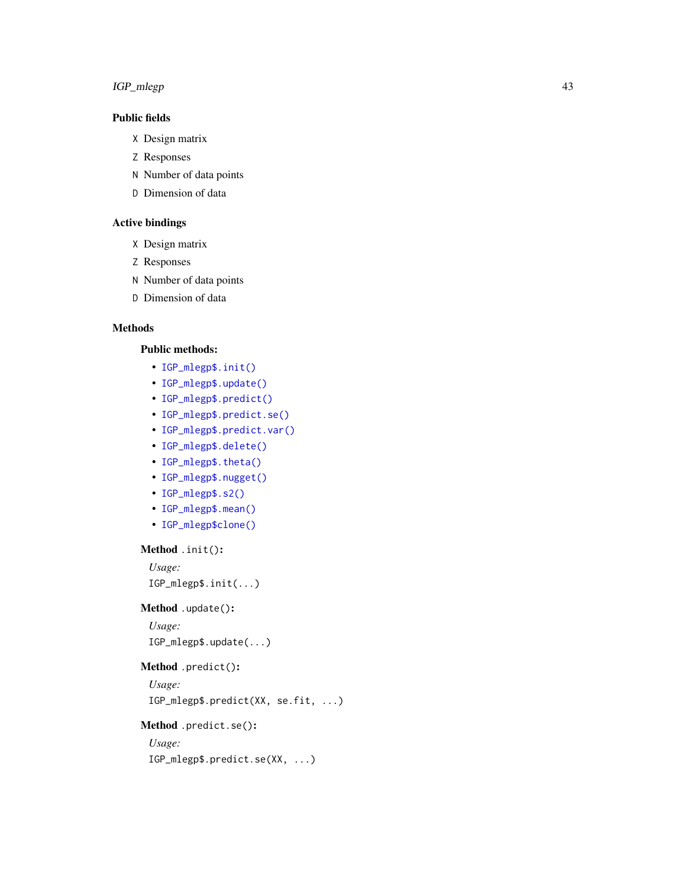### Public fields

- `X` Design matrix
- `Z` Responses
- `N` Number of data points
- `D` Dimension of data

### Active bindings

- `X` Design matrix
- `Z` Responses
- `N` Number of data points
- `D` Dimension of data

### Methods

#### Public methods:

- `IGP_mlegp$.init()`
- `IGP_mlegp$.update()`
- `IGP_mlegp$.predict()`
- `IGP_mlegp$.predict.se()`
- `IGP_mlegp$.predict.var()`
- `IGP_mlegp$.delete()`
- `IGP_mlegp$.theta()`
- `IGP_mlegp$.nugget()`
- `IGP_mlegp$.s2()`
- `IGP_mlegp$.mean()`
- `IGP_mlegp$clone()`

**Method** `.init()`**:**

*Usage:*

```
IGP_mlegp$.init(...)
```

**Method** `.update()`**:**

*Usage:*

```
IGP_mlegp$.update(...)
```

**Method** `.predict()`**:**

*Usage:*

```
IGP_mlegp$.predict(XX, se.fit, ...)
```

**Method** `.predict.se()`**:**

*Usage:*

```
IGP_mlegp$.predict.se(XX, ...)
```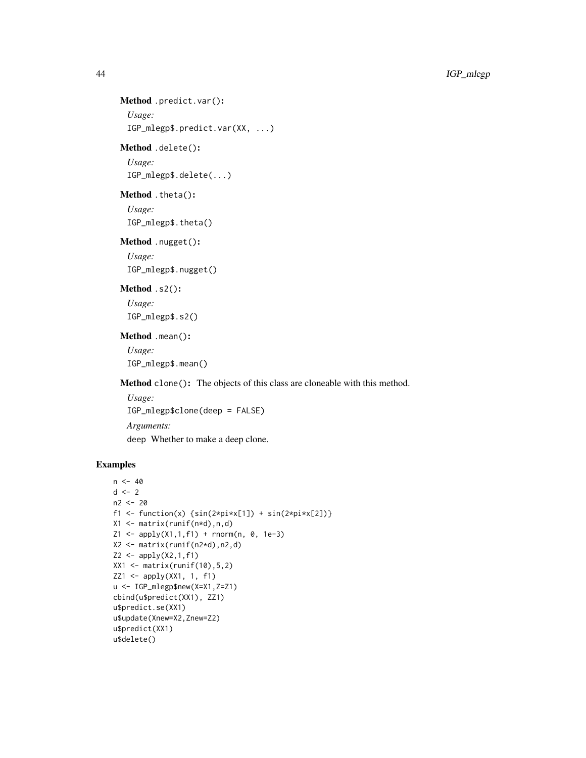**Method** `.predict.var()`:

*Usage:*

```
IGP_mlegp$.predict.var(XX, ...)
```

**Method** `.delete()`:

*Usage:*

```
IGP_mlegp$.delete(...)
```

**Method** `.theta()`:

*Usage:*

```
IGP_mlegp$.theta()
```

**Method** `.nugget()`:

*Usage:*

```
IGP_mlegp$.nugget()
```

**Method** `.s2()`:

*Usage:*

```
IGP_mlegp$.s2()
```

**Method** `.mean()`:

*Usage:*

```
IGP_mlegp$.mean()
```

**Method** `clone()`: The objects of this class are cloneable with this method.

*Usage:*

```
IGP_mlegp$clone(deep = FALSE)
```

*Arguments:*

`deep` Whether to make a deep clone.

## Examples

```
n <- 40
d <- 2
n2 <- 20
f1 <- function(x) {sin(2*pi*x[1]) + sin(2*pi*x[2])}
X1 <- matrix(runif(n*d),n,d)
Z1 <- apply(X1,1,f1) + rnorm(n, 0, 1e-3)
X2 <- matrix(runif(n2*d),n2,d)
Z2 <- apply(X2,1,f1)
XX1 <- matrix(runif(10),5,2)
ZZ1 <- apply(XX1, 1, f1)
u <- IGP_mlegp$new(X=X1,Z=Z1)
cbind(u$predict(XX1), ZZ1)
u$predict.se(XX1)
u$update(Xnew=X2,Znew=Z2)
u$predict(XX1)
u$delete()
```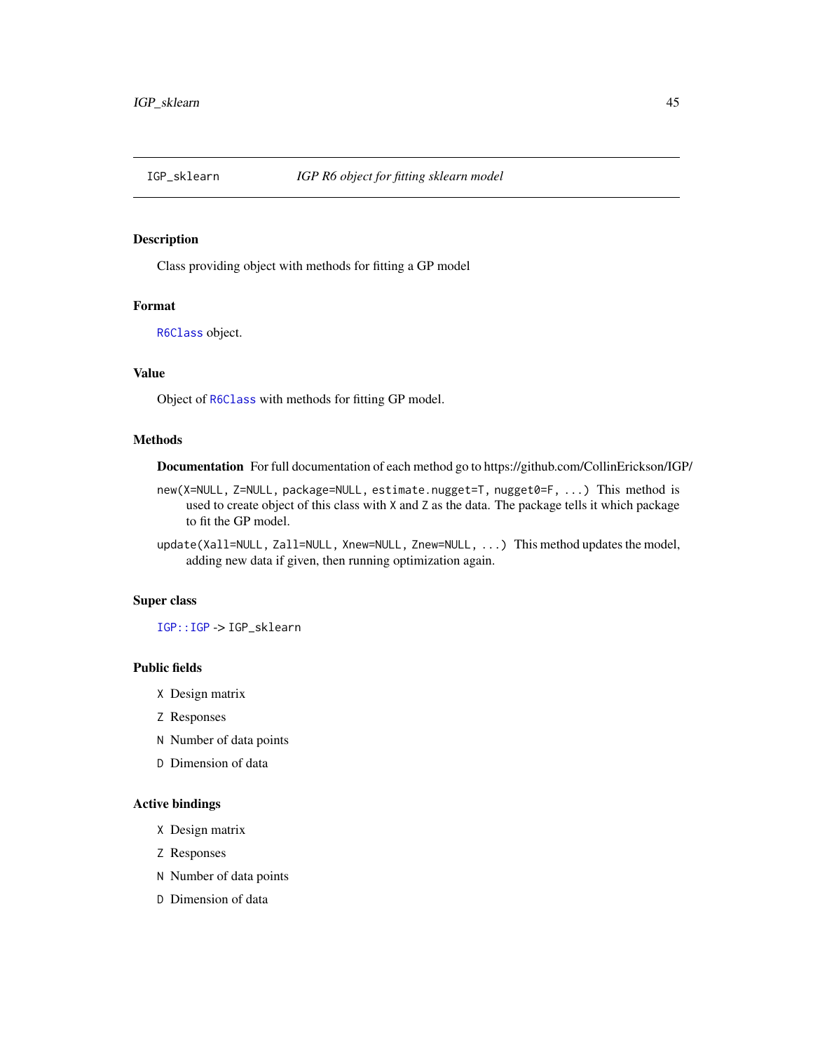## IGP_sklearn    *IGP R6 object for fitting sklearn model*

### Description

Class providing object with methods for fitting a GP model

### Format

`R6Class` object.

### Value

Object of `R6Class` with methods for fitting GP model.

### Methods

**Documentation** For full documentation of each method go to https://github.com/CollinErickson/IGP/

`new(X=NULL, Z=NULL, package=NULL, estimate.nugget=T, nugget0=F, ...)` This method is used to create object of this class with `X` and `Z` as the data. The package tells it which package to fit the GP model.

`update(Xall=NULL, Zall=NULL, Xnew=NULL, Znew=NULL, ...)` This method updates the model, adding new data if given, then running optimization again.

### Super class

`IGP::IGP` -> `IGP_sklearn`

### Public fields

`X` Design matrix

`Z` Responses

`N` Number of data points

`D` Dimension of data

### Active bindings

`X` Design matrix

`Z` Responses

`N` Number of data points

`D` Dimension of data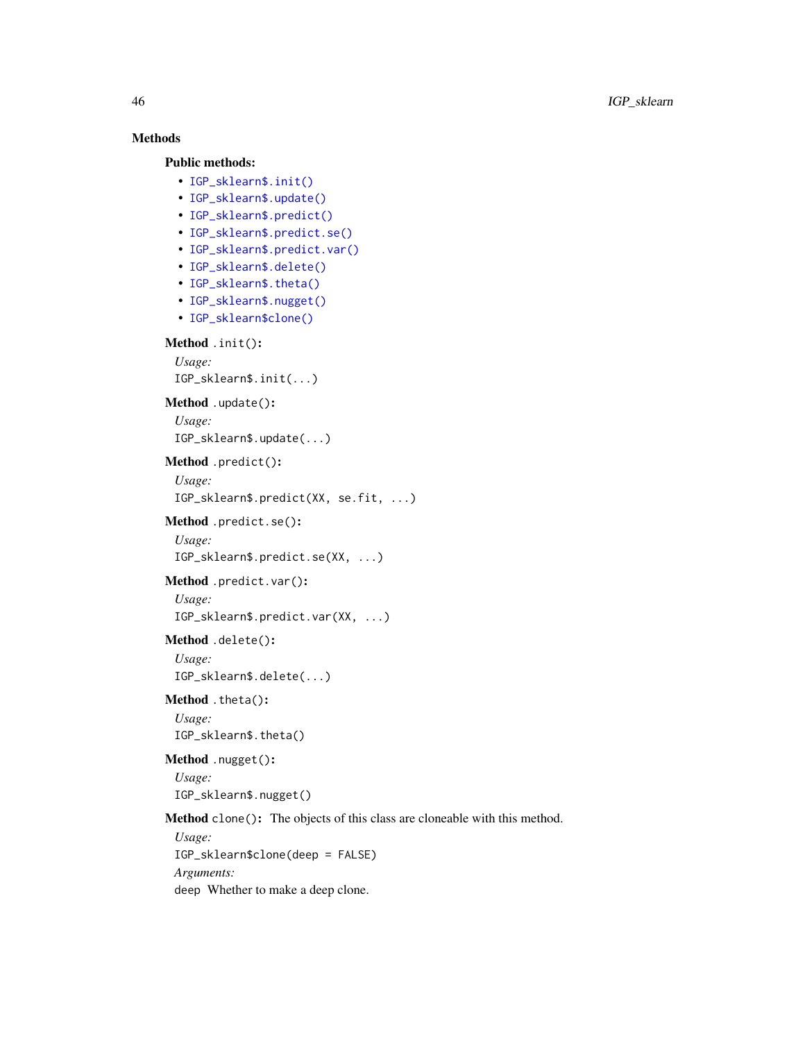## Methods

### Public methods:

- `IGP_sklearn$.init()`
- `IGP_sklearn$.update()`
- `IGP_sklearn$.predict()`
- `IGP_sklearn$.predict.se()`
- `IGP_sklearn$.predict.var()`
- `IGP_sklearn$.delete()`
- `IGP_sklearn$.theta()`
- `IGP_sklearn$.nugget()`
- `IGP_sklearn$clone()`

**Method** `.init()`:

*Usage:*

```
IGP_sklearn$.init(...)
```

**Method** `.update()`:

*Usage:*

```
IGP_sklearn$.update(...)
```

**Method** `.predict()`:

*Usage:*

```
IGP_sklearn$.predict(XX, se.fit, ...)
```

**Method** `.predict.se()`:

*Usage:*

```
IGP_sklearn$.predict.se(XX, ...)
```

**Method** `.predict.var()`:

*Usage:*

```
IGP_sklearn$.predict.var(XX, ...)
```

**Method** `.delete()`:

*Usage:*

```
IGP_sklearn$.delete(...)
```

**Method** `.theta()`:

*Usage:*

```
IGP_sklearn$.theta()
```

**Method** `.nugget()`:

*Usage:*

```
IGP_sklearn$.nugget()
```

**Method** `clone()`: The objects of this class are cloneable with this method.

*Usage:*

```
IGP_sklearn$clone(deep = FALSE)
```

*Arguments:*

`deep` Whether to make a deep clone.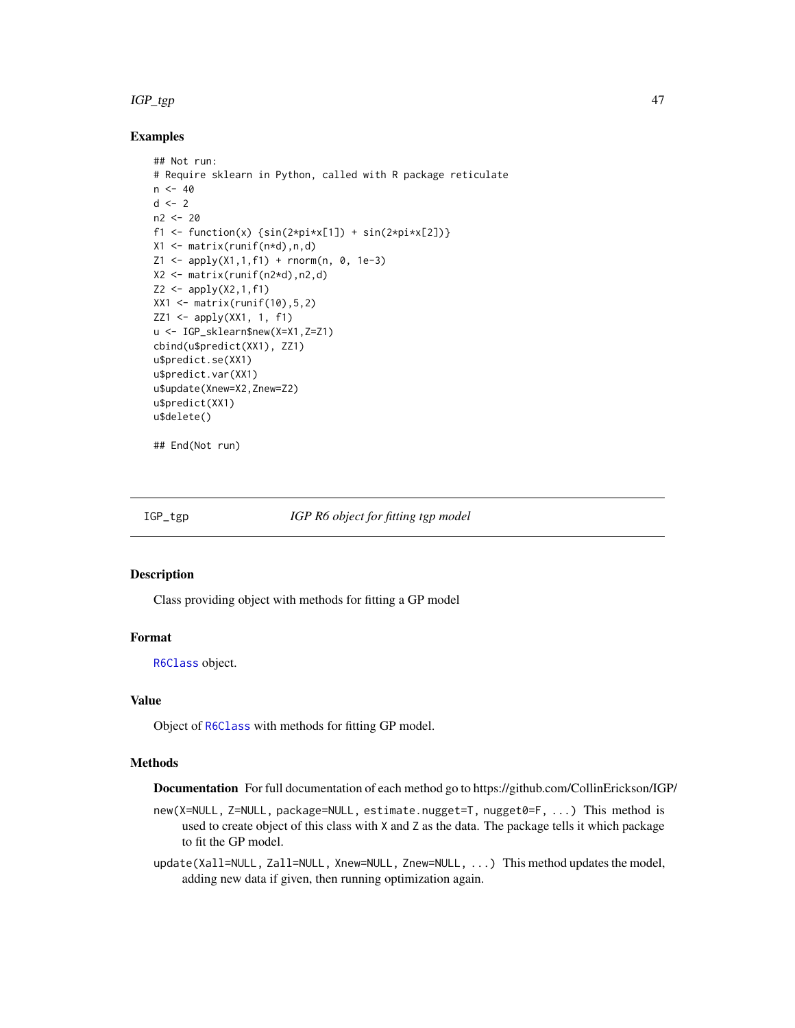### Examples

```
## Not run:
# Require sklearn in Python, called with R package reticulate
n <- 40
d <- 2
n2 <- 20
f1 <- function(x) {sin(2*pi*x[1]) + sin(2*pi*x[2])}
X1 <- matrix(runif(n*d),n,d)
Z1 <- apply(X1,1,f1) + rnorm(n, 0, 1e-3)
X2 <- matrix(runif(n2*d),n2,d)
Z2 <- apply(X2,1,f1)
XX1 <- matrix(runif(10),5,2)
ZZ1 <- apply(XX1, 1, f1)
u <- IGP_sklearn$new(X=X1,Z=Z1)
cbind(u$predict(XX1), ZZ1)
u$predict.se(XX1)
u$predict.var(XX1)
u$update(Xnew=X2,Znew=Z2)
u$predict(XX1)
u$delete()

## End(Not run)
```

---

## IGP_tgp — *IGP R6 object for fitting tgp model*

---

### Description

Class providing object with methods for fitting a GP model

### Format

`R6Class` object.

### Value

Object of `R6Class` with methods for fitting GP model.

### Methods

**Documentation** For full documentation of each method go to https://github.com/CollinErickson/IGP/

`new(X=NULL, Z=NULL, package=NULL, estimate.nugget=T, nugget0=F, ...)` This method is used to create object of this class with `X` and `Z` as the data. The package tells it which package to fit the GP model.

`update(Xall=NULL, Zall=NULL, Xnew=NULL, Znew=NULL, ...)` This method updates the model, adding new data if given, then running optimization again.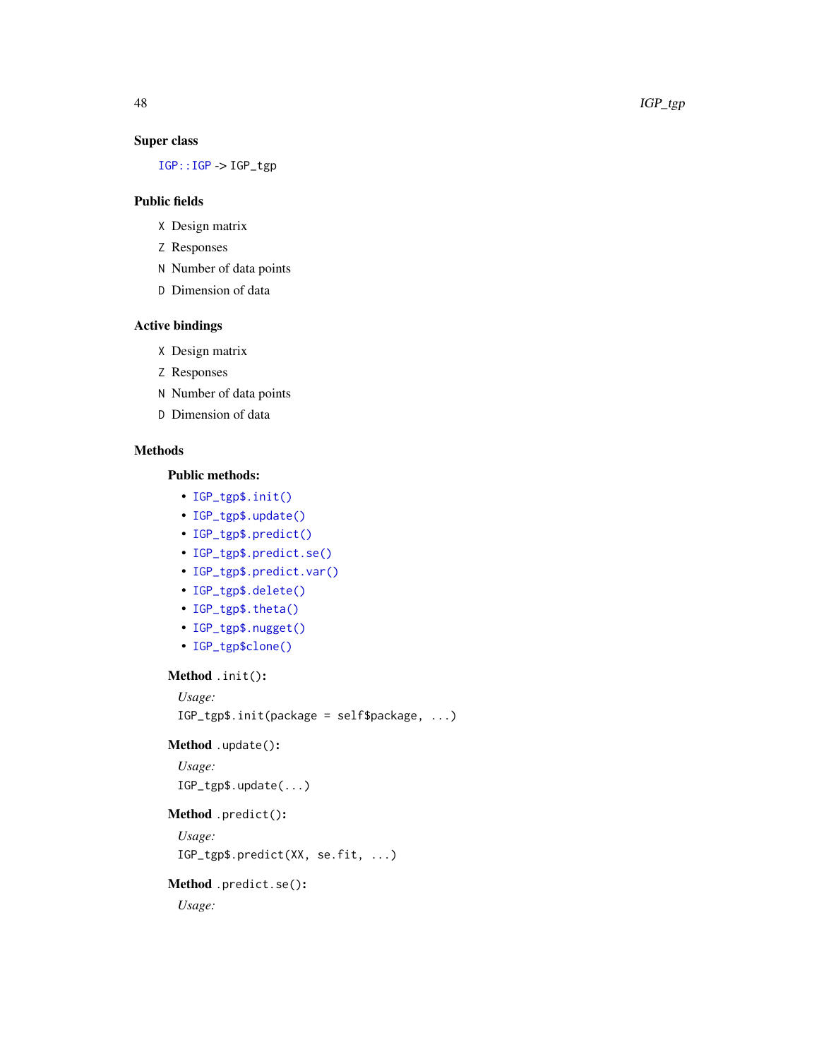### Super class

`IGP::IGP` -> `IGP_tgp`

### Public fields

`X` Design matrix

`Z` Responses

`N` Number of data points

`D` Dimension of data

### Active bindings

`X` Design matrix

`Z` Responses

`N` Number of data points

`D` Dimension of data

### Methods

#### Public methods:

- `IGP_tgp$.init()`
- `IGP_tgp$.update()`
- `IGP_tgp$.predict()`
- `IGP_tgp$.predict.se()`
- `IGP_tgp$.predict.var()`
- `IGP_tgp$.delete()`
- `IGP_tgp$.theta()`
- `IGP_tgp$.nugget()`
- `IGP_tgp$clone()`

**Method** `.init()`:

*Usage:*

```
IGP_tgp$.init(package = self$package, ...)
```

**Method** `.update()`:

*Usage:*

```
IGP_tgp$.update(...)
```

**Method** `.predict()`:

*Usage:*

```
IGP_tgp$.predict(XX, se.fit, ...)
```

**Method** `.predict.se()`:

*Usage:*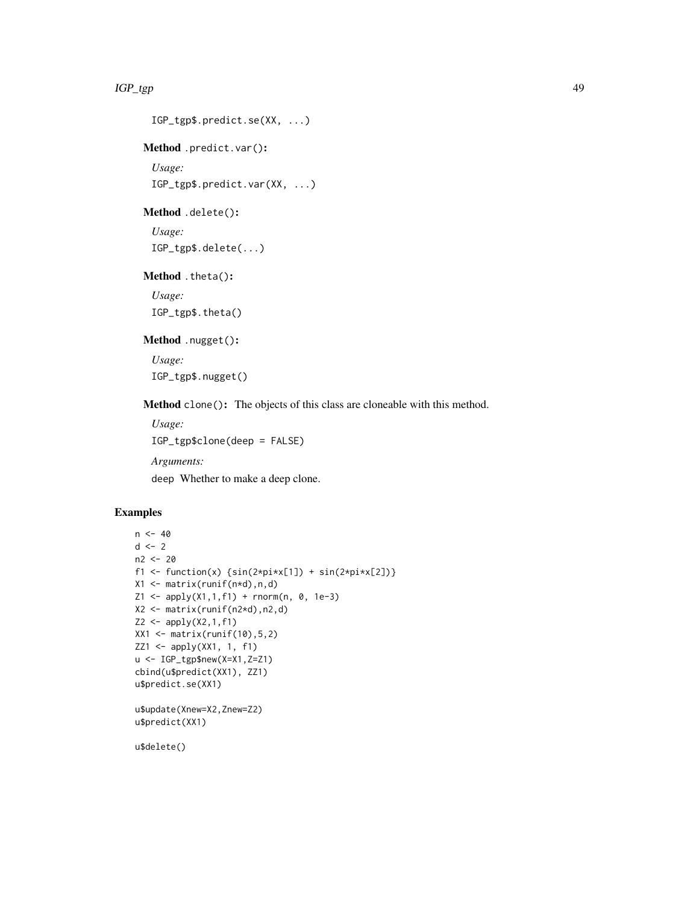```
IGP_tgp$.predict.se(XX, ...)
```

**Method** `.predict.var()`:

*Usage:*

```
IGP_tgp$.predict.var(XX, ...)
```

**Method** `.delete()`:

*Usage:*

```
IGP_tgp$.delete(...)
```

**Method** `.theta()`:

*Usage:*

```
IGP_tgp$.theta()
```

**Method** `.nugget()`:

*Usage:*

```
IGP_tgp$.nugget()
```

**Method** `clone()`: The objects of this class are cloneable with this method.

*Usage:*

```
IGP_tgp$clone(deep = FALSE)
```

*Arguments:*

`deep` Whether to make a deep clone.

## Examples

```
n <- 40
d <- 2
n2 <- 20
f1 <- function(x) {sin(2*pi*x[1]) + sin(2*pi*x[2])}
X1 <- matrix(runif(n*d),n,d)
Z1 <- apply(X1,1,f1) + rnorm(n, 0, 1e-3)
X2 <- matrix(runif(n2*d),n2,d)
Z2 <- apply(X2,1,f1)
XX1 <- matrix(runif(10),5,2)
ZZ1 <- apply(XX1, 1, f1)
u <- IGP_tgp$new(X=X1,Z=Z1)
cbind(u$predict(XX1), ZZ1)
u$predict.se(XX1)

u$update(Xnew=X2,Znew=Z2)
u$predict(XX1)

u$delete()
```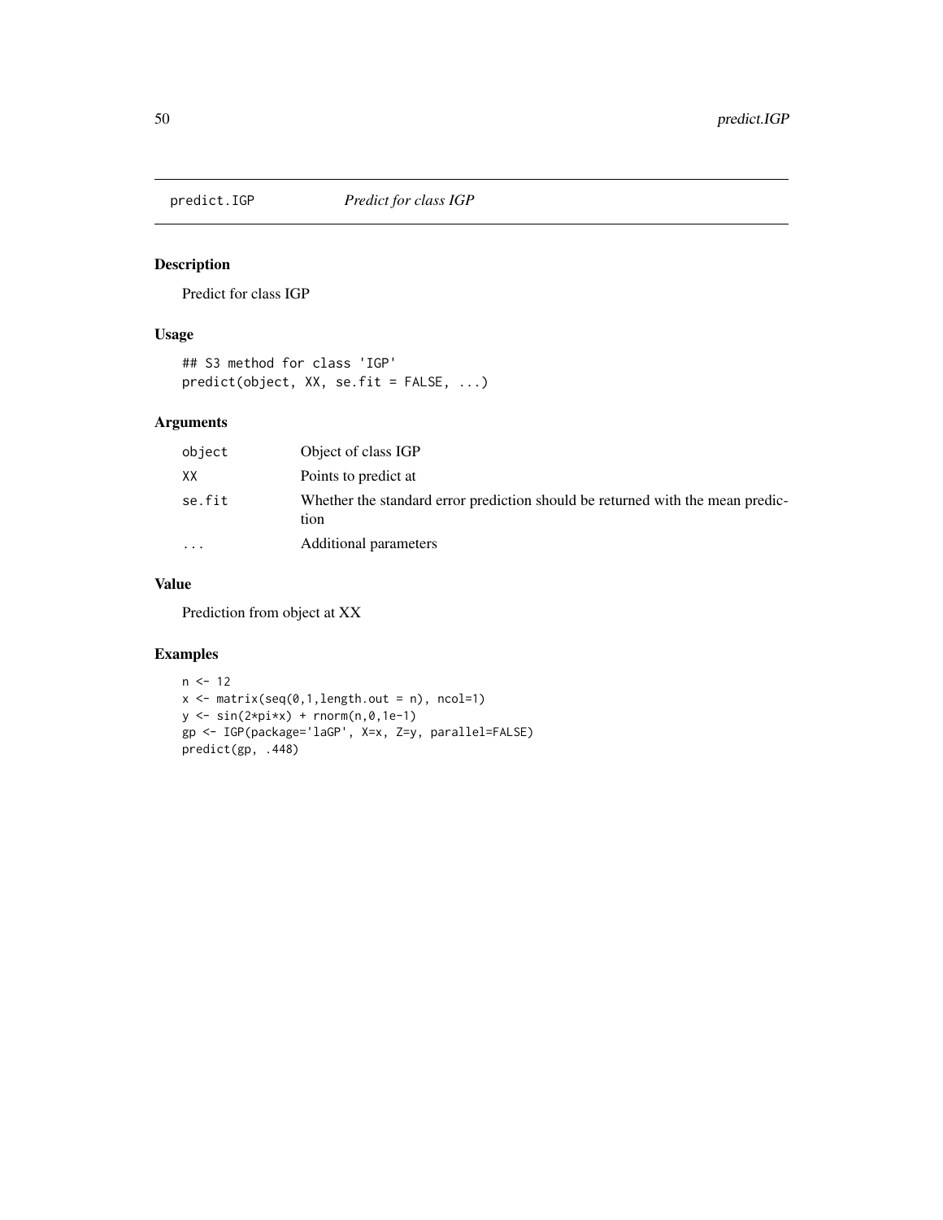predict.IGP *Predict for class IGP*

## Description

Predict for class IGP

## Usage

```
## S3 method for class 'IGP'
predict(object, XX, se.fit = FALSE, ...)
```

## Arguments

| | |
|---|---|
| object | Object of class IGP |
| XX | Points to predict at |
| se.fit | Whether the standard error prediction should be returned with the mean prediction |
| ... | Additional parameters |

## Value

Prediction from object at XX

## Examples

```
n <- 12
x <- matrix(seq(0,1,length.out = n), ncol=1)
y <- sin(2*pi*x) + rnorm(n,0,1e-1)
gp <- IGP(package='laGP', X=x, Z=y, parallel=FALSE)
predict(gp, .448)
```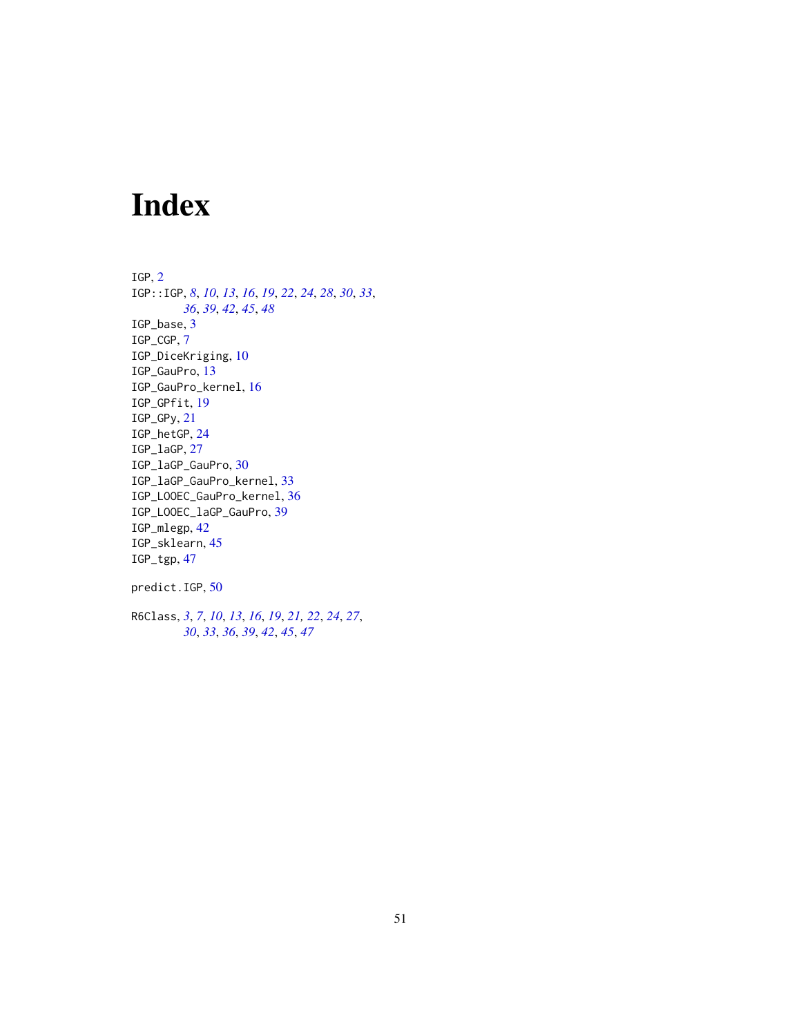# Index

IGP, 2
IGP::IGP, *8*, *10*, *13*, *16*, *19*, *22*, *24*, *28*, *30*, *33*, *36*, *39*, *42*, *45*, *48*
IGP_base, 3
IGP_CGP, 7
IGP_DiceKriging, 10
IGP_GauPro, 13
IGP_GauPro_kernel, 16
IGP_GPfit, 19
IGP_GPy, 21
IGP_hetGP, 24
IGP_laGP, 27
IGP_laGP_GauPro, 30
IGP_laGP_GauPro_kernel, 33
IGP_LOOEC_GauPro_kernel, 36
IGP_LOOEC_laGP_GauPro, 39
IGP_mlegp, 42
IGP_sklearn, 45
IGP_tgp, 47

predict.IGP, 50

R6Class, *3*, *7*, *10*, *13*, *16*, *19*, *21, 22*, *24*, *27*, *30*, *33*, *36*, *39*, *42*, *45*, *47*